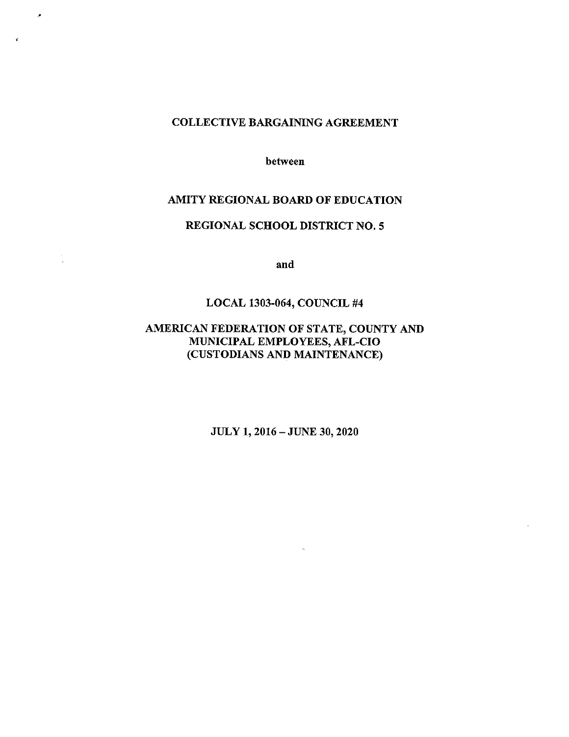# COLLECTIVE BARGAINING AGREEMENT

between

## AMITY REGIONAL BOARD OF EDUCATION

## REGIONAL SCHOOL DISTRICT NO. 5

and

## LOCAL 1303-064, COUNCIL #4

## AMERICAN FEDERATION OF STATE, COUNTY AND MUNICIPAL EMPLOYEES, AFL-CIO (CUSTODIANS AND MAINTENANCE)

JULY 1, 2016 – JUNE 30, 2020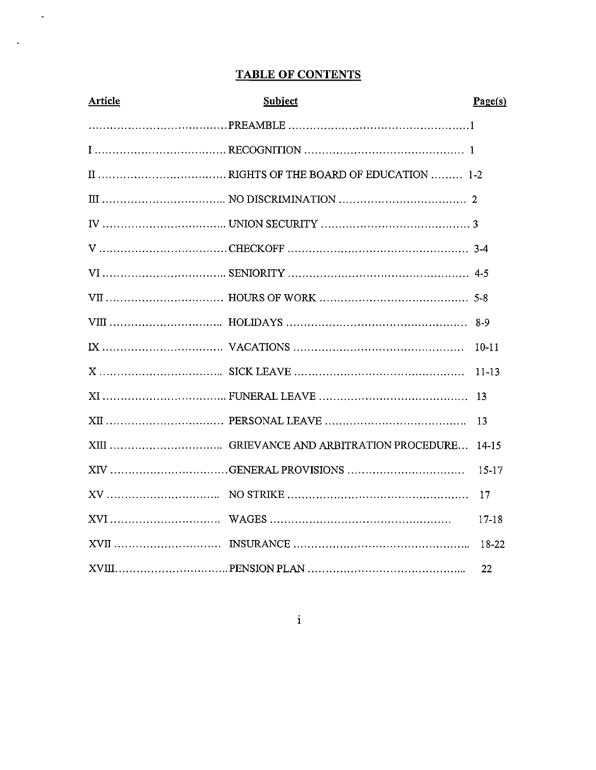# TABLE OF CONTENTS

| Article | Subject | Page(s) |
|---|---|---|
| | PREAMBLE | 1 |
| I | RECOGNITION | 1 |
| II | RIGHTS OF THE BOARD OF EDUCATION | 1-2 |
| III | NO DISCRIMINATION | 2 |
| IV | UNION SECURITY | 3 |
| V | CHECKOFF | 3-4 |
| VI | SENIORITY | 4-5 |
| VII | HOURS OF WORK | 5-8 |
| VIII | HOLIDAYS | 8-9 |
| IX | VACATIONS | 10-11 |
| X | SICK LEAVE | 11-13 |
| XI | FUNERAL LEAVE | 13 |
| XII | PERSONAL LEAVE | 13 |
| XIII | GRIEVANCE AND ARBITRATION PROCEDURE | 14-15 |
| XIV | GENERAL PROVISIONS | 15-17 |
| XV | NO STRIKE | 17 |
| XVI | WAGES | 17-18 |
| XVII | INSURANCE | 18-22 |
| XVIII | PENSION PLAN | 22 |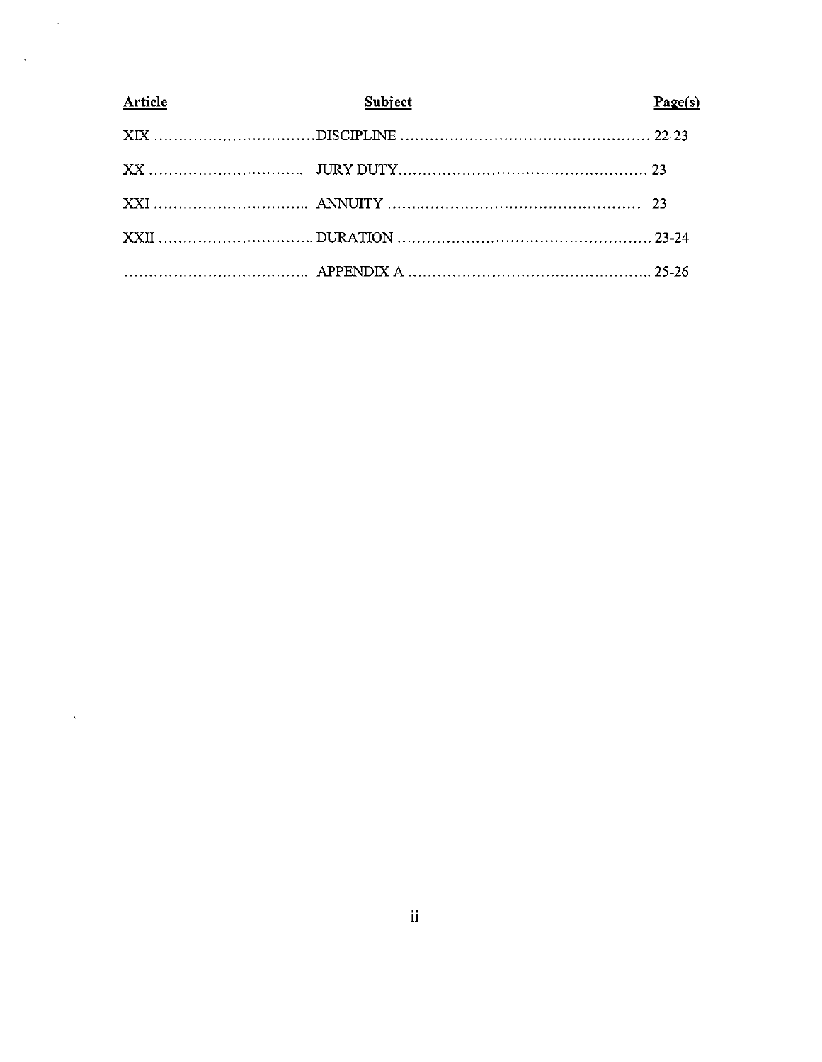| Article | Subject | Page(s) |
|---|---|---|
| XIX | DISCIPLINE | 22-23 |
| XX | JURY DUTY | 23 |
| XXI | ANNUITY | 23 |
| XXII | DURATION | 23-24 |
| | APPENDIX A | 25-26 |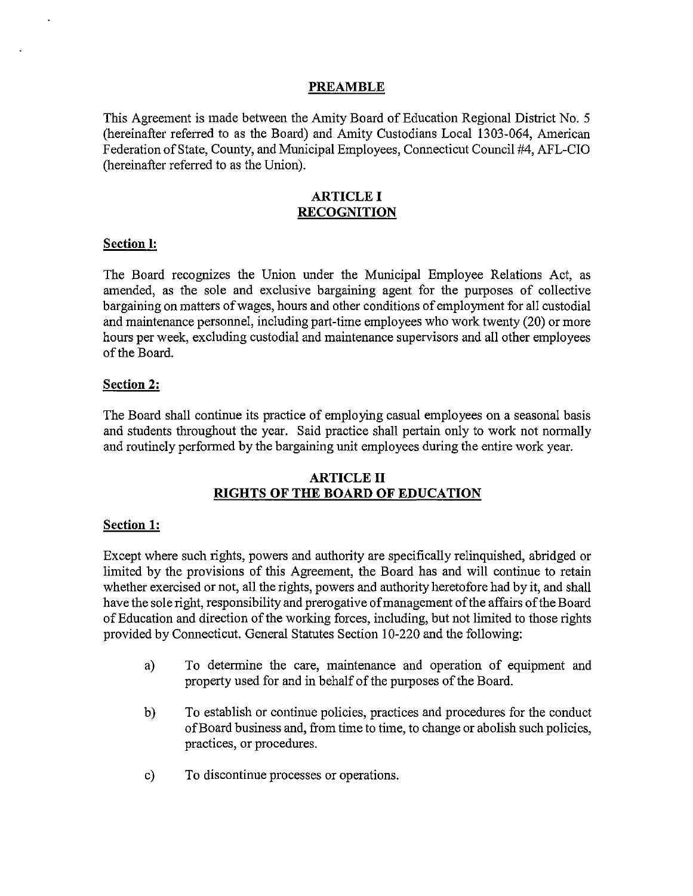## PREAMBLE

This Agreement is made between the Amity Board of Education Regional District No. 5 (hereinafter referred to as the Board) and Amity Custodians Local 1303-064, American Federation of State, County, and Municipal Employees, Connecticut Council #4, AFL-CIO (hereinafter referred to as the Union).

## ARTICLE I
## RECOGNITION

**Section l:**

The Board recognizes the Union under the Municipal Employee Relations Act, as amended, as the sole and exclusive bargaining agent for the purposes of collective bargaining on matters of wages, hours and other conditions of employment for all custodial and maintenance personnel, including part-time employees who work twenty (20) or more hours per week, excluding custodial and maintenance supervisors and all other employees of the Board.

**Section 2:**

The Board shall continue its practice of employing casual employees on a seasonal basis and students throughout the year. Said practice shall pertain only to work not normally and routinely performed by the bargaining unit employees during the entire work year.

## ARTICLE II
## RIGHTS OF THE BOARD OF EDUCATION

**Section 1:**

Except where such rights, powers and authority are specifically relinquished, abridged or limited by the provisions of this Agreement, the Board has and will continue to retain whether exercised or not, all the rights, powers and authority heretofore had by it, and shall have the sole right, responsibility and prerogative of management of the affairs of the Board of Education and direction of the working forces, including, but not limited to those rights provided by Connecticut. General Statutes Section 10-220 and the following:

a) To determine the care, maintenance and operation of equipment and property used for and in behalf of the purposes of the Board.

b) To establish or continue policies, practices and procedures for the conduct of Board business and, from time to time, to change or abolish such policies, practices, or procedures.

c) To discontinue processes or operations.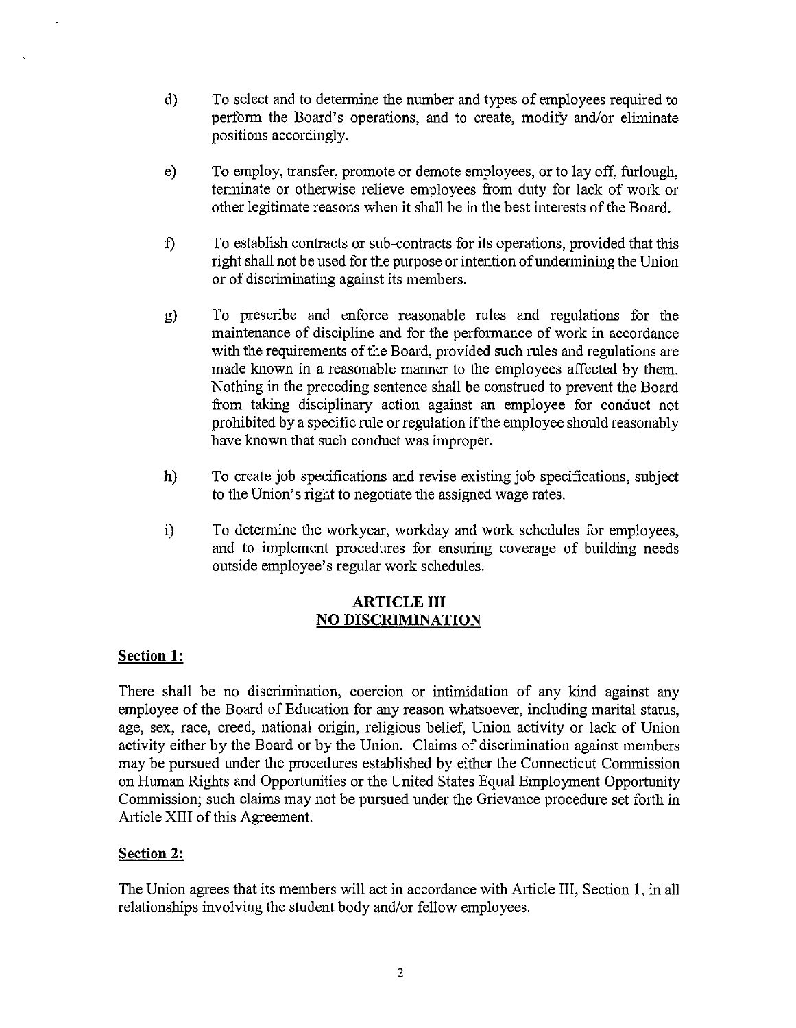d) To select and to determine the number and types of employees required to perform the Board's operations, and to create, modify and/or eliminate positions accordingly.

e) To employ, transfer, promote or demote employees, or to lay off, furlough, terminate or otherwise relieve employees from duty for lack of work or other legitimate reasons when it shall be in the best interests of the Board.

f) To establish contracts or sub-contracts for its operations, provided that this right shall not be used for the purpose or intention of undermining the Union or of discriminating against its members.

g) To prescribe and enforce reasonable rules and regulations for the maintenance of discipline and for the performance of work in accordance with the requirements of the Board, provided such rules and regulations are made known in a reasonable manner to the employees affected by them. Nothing in the preceding sentence shall be construed to prevent the Board from taking disciplinary action against an employee for conduct not prohibited by a specific rule or regulation if the employee should reasonably have known that such conduct was improper.

h) To create job specifications and revise existing job specifications, subject to the Union's right to negotiate the assigned wage rates.

i) To determine the workyear, workday and work schedules for employees, and to implement procedures for ensuring coverage of building needs outside employee's regular work schedules.

## ARTICLE III
## NO DISCRIMINATION

**Section 1:**

There shall be no discrimination, coercion or intimidation of any kind against any employee of the Board of Education for any reason whatsoever, including marital status, age, sex, race, creed, national origin, religious belief, Union activity or lack of Union activity either by the Board or by the Union. Claims of discrimination against members may be pursued under the procedures established by either the Connecticut Commission on Human Rights and Opportunities or the United States Equal Employment Opportunity Commission; such claims may not be pursued under the Grievance procedure set forth in Article XIII of this Agreement.

**Section 2:**

The Union agrees that its members will act in accordance with Article III, Section 1, in all relationships involving the student body and/or fellow employees.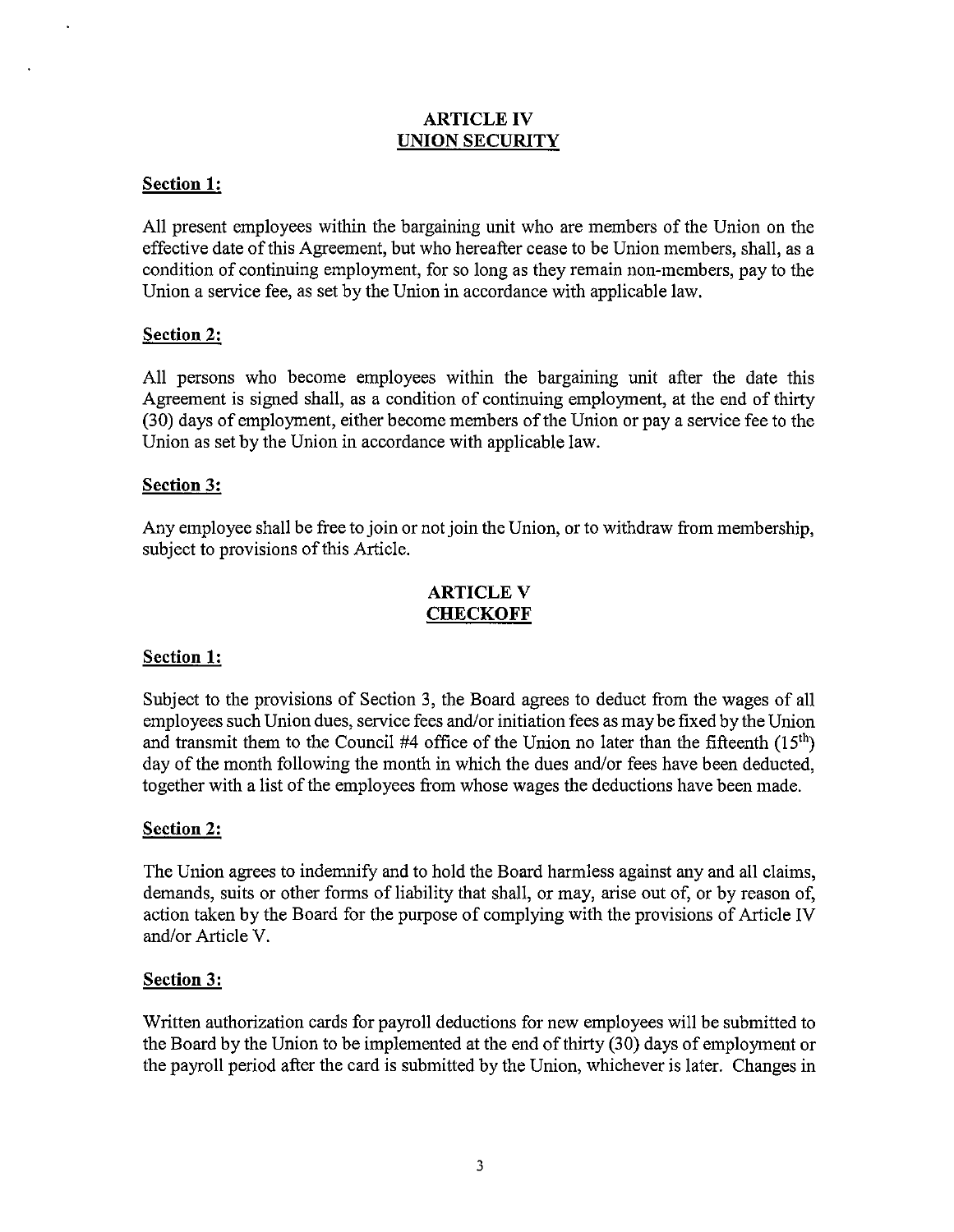## ARTICLE IV
## UNION SECURITY

**Section 1:**

All present employees within the bargaining unit who are members of the Union on the effective date of this Agreement, but who hereafter cease to be Union members, shall, as a condition of continuing employment, for so long as they remain non-members, pay to the Union a service fee, as set by the Union in accordance with applicable law.

**Section 2:**

All persons who become employees within the bargaining unit after the date this Agreement is signed shall, as a condition of continuing employment, at the end of thirty (30) days of employment, either become members of the Union or pay a service fee to the Union as set by the Union in accordance with applicable law.

**Section 3:**

Any employee shall be free to join or not join the Union, or to withdraw from membership, subject to provisions of this Article.

## ARTICLE V
## CHECKOFF

**Section 1:**

Subject to the provisions of Section 3, the Board agrees to deduct from the wages of all employees such Union dues, service fees and/or initiation fees as may be fixed by the Union and transmit them to the Council #4 office of the Union no later than the fifteenth (15th) day of the month following the month in which the dues and/or fees have been deducted, together with a list of the employees from whose wages the deductions have been made.

**Section 2:**

The Union agrees to indemnify and to hold the Board harmless against any and all claims, demands, suits or other forms of liability that shall, or may, arise out of, or by reason of, action taken by the Board for the purpose of complying with the provisions of Article IV and/or Article V.

**Section 3:**

Written authorization cards for payroll deductions for new employees will be submitted to the Board by the Union to be implemented at the end of thirty (30) days of employment or the payroll period after the card is submitted by the Union, whichever is later. Changes in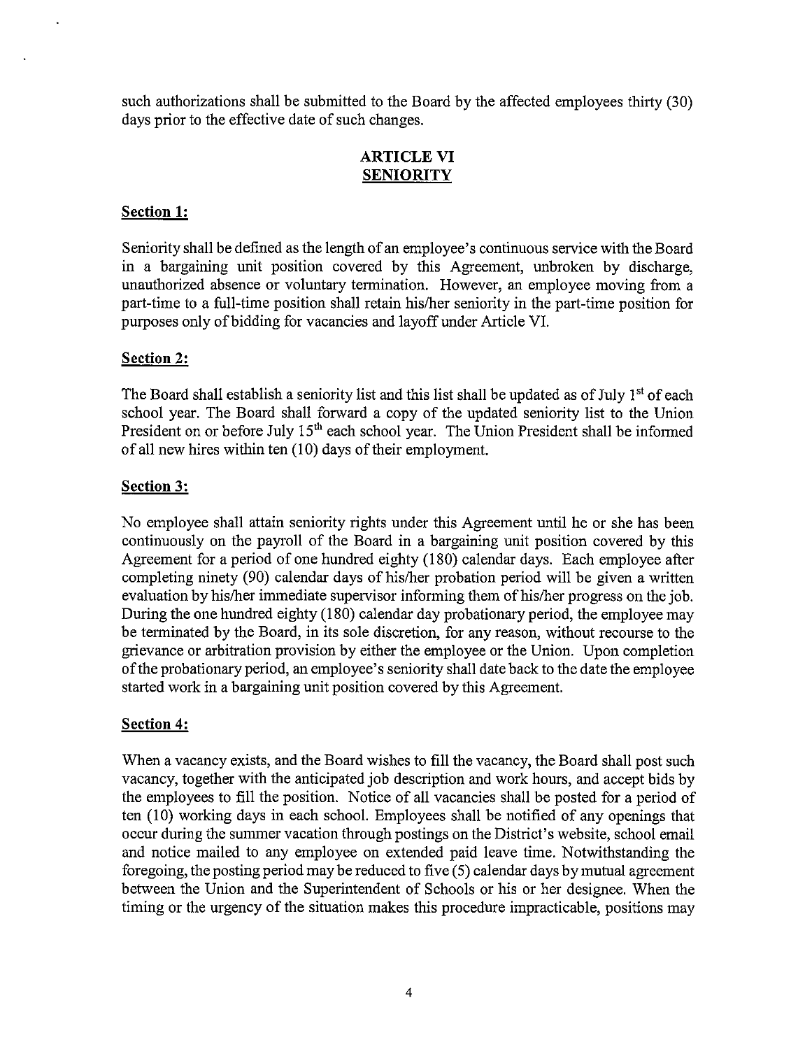such authorizations shall be submitted to the Board by the affected employees thirty (30) days prior to the effective date of such changes.

## ARTICLE VI
## SENIORITY

**Section 1:**

Seniority shall be defined as the length of an employee's continuous service with the Board in a bargaining unit position covered by this Agreement, unbroken by discharge, unauthorized absence or voluntary termination. However, an employee moving from a part-time to a full-time position shall retain his/her seniority in the part-time position for purposes only of bidding for vacancies and layoff under Article VI.

**Section 2:**

The Board shall establish a seniority list and this list shall be updated as of July 1st of each school year. The Board shall forward a copy of the updated seniority list to the Union President on or before July 15th each school year. The Union President shall be informed of all new hires within ten (10) days of their employment.

**Section 3:**

No employee shall attain seniority rights under this Agreement until he or she has been continuously on the payroll of the Board in a bargaining unit position covered by this Agreement for a period of one hundred eighty (180) calendar days. Each employee after completing ninety (90) calendar days of his/her probation period will be given a written evaluation by his/her immediate supervisor informing them of his/her progress on the job. During the one hundred eighty (180) calendar day probationary period, the employee may be terminated by the Board, in its sole discretion, for any reason, without recourse to the grievance or arbitration provision by either the employee or the Union. Upon completion of the probationary period, an employee's seniority shall date back to the date the employee started work in a bargaining unit position covered by this Agreement.

**Section 4:**

When a vacancy exists, and the Board wishes to fill the vacancy, the Board shall post such vacancy, together with the anticipated job description and work hours, and accept bids by the employees to fill the position. Notice of all vacancies shall be posted for a period of ten (10) working days in each school. Employees shall be notified of any openings that occur during the summer vacation through postings on the District's website, school email and notice mailed to any employee on extended paid leave time. Notwithstanding the foregoing, the posting period may be reduced to five (5) calendar days by mutual agreement between the Union and the Superintendent of Schools or his or her designee. When the timing or the urgency of the situation makes this procedure impracticable, positions may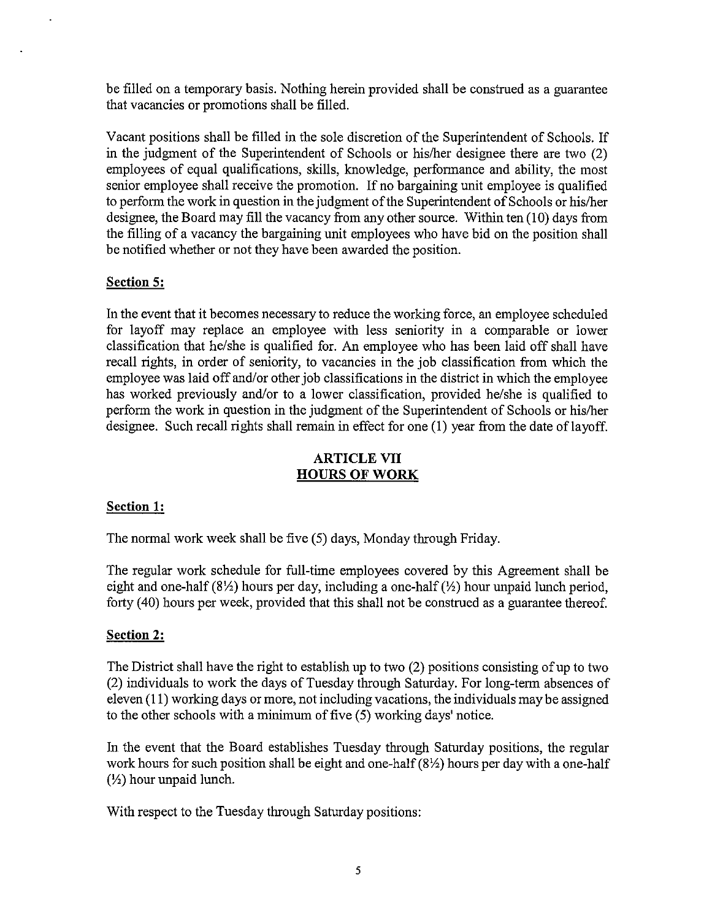be filled on a temporary basis. Nothing herein provided shall be construed as a guarantee that vacancies or promotions shall be filled.

Vacant positions shall be filled in the sole discretion of the Superintendent of Schools. If in the judgment of the Superintendent of Schools or his/her designee there are two (2) employees of equal qualifications, skills, knowledge, performance and ability, the most senior employee shall receive the promotion. If no bargaining unit employee is qualified to perform the work in question in the judgment of the Superintendent of Schools or his/her designee, the Board may fill the vacancy from any other source. Within ten (10) days from the filling of a vacancy the bargaining unit employees who have bid on the position shall be notified whether or not they have been awarded the position.

**Section 5:**

In the event that it becomes necessary to reduce the working force, an employee scheduled for layoff may replace an employee with less seniority in a comparable or lower classification that he/she is qualified for. An employee who has been laid off shall have recall rights, in order of seniority, to vacancies in the job classification from which the employee was laid off and/or other job classifications in the district in which the employee has worked previously and/or to a lower classification, provided he/she is qualified to perform the work in question in the judgment of the Superintendent of Schools or his/her designee. Such recall rights shall remain in effect for one (1) year from the date of layoff.

## ARTICLE VII
## HOURS OF WORK

**Section 1:**

The normal work week shall be five (5) days, Monday through Friday.

The regular work schedule for full-time employees covered by this Agreement shall be eight and one-half (8½) hours per day, including a one-half (½) hour unpaid lunch period, forty (40) hours per week, provided that this shall not be construed as a guarantee thereof.

**Section 2:**

The District shall have the right to establish up to two (2) positions consisting of up to two (2) individuals to work the days of Tuesday through Saturday. For long-term absences of eleven (11) working days or more, not including vacations, the individuals may be assigned to the other schools with a minimum of five (5) working days' notice.

In the event that the Board establishes Tuesday through Saturday positions, the regular work hours for such position shall be eight and one-half (8½) hours per day with a one-half (½) hour unpaid lunch.

With respect to the Tuesday through Saturday positions: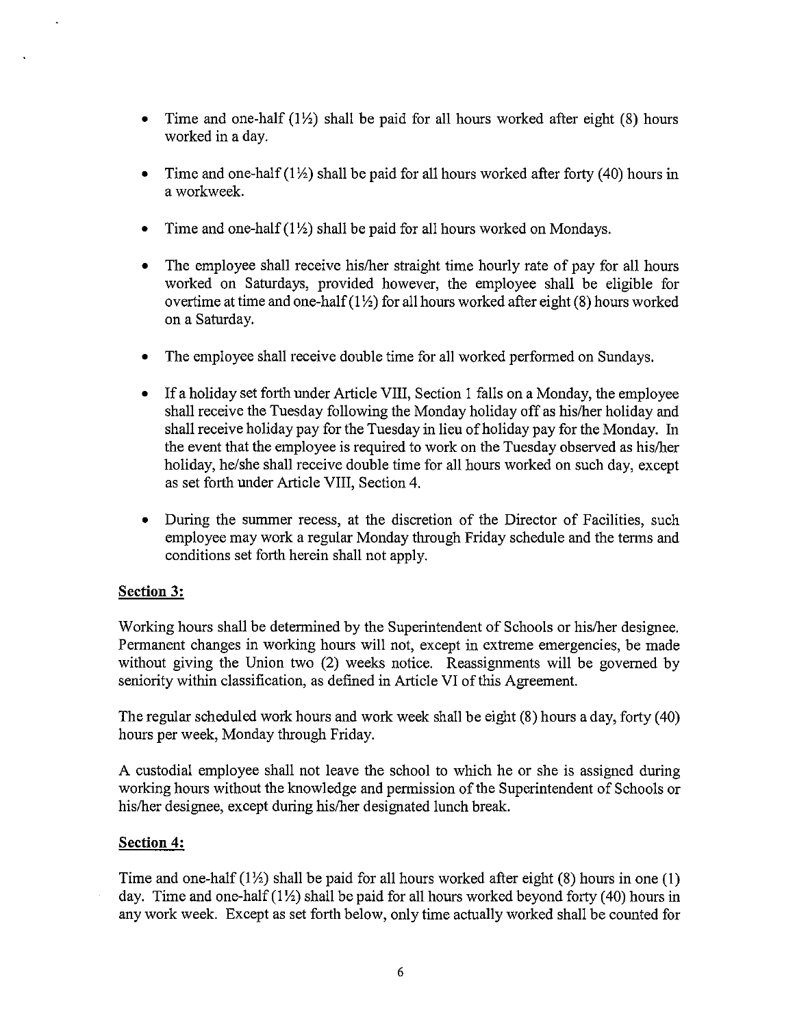- Time and one-half (1½) shall be paid for all hours worked after eight (8) hours worked in a day.
- Time and one-half (1½) shall be paid for all hours worked after forty (40) hours in a workweek.
- Time and one-half (1½) shall be paid for all hours worked on Mondays.
- The employee shall receive his/her straight time hourly rate of pay for all hours worked on Saturdays, provided however, the employee shall be eligible for overtime at time and one-half (1½) for all hours worked after eight (8) hours worked on a Saturday.
- The employee shall receive double time for all worked performed on Sundays.
- If a holiday set forth under Article VIII, Section 1 falls on a Monday, the employee shall receive the Tuesday following the Monday holiday off as his/her holiday and shall receive holiday pay for the Tuesday in lieu of holiday pay for the Monday. In the event that the employee is required to work on the Tuesday observed as his/her holiday, he/she shall receive double time for all hours worked on such day, except as set forth under Article VIII, Section 4.
- During the summer recess, at the discretion of the Director of Facilities, such employee may work a regular Monday through Friday schedule and the terms and conditions set forth herein shall not apply.

## Section 3:

Working hours shall be determined by the Superintendent of Schools or his/her designee. Permanent changes in working hours will not, except in extreme emergencies, be made without giving the Union two (2) weeks notice. Reassignments will be governed by seniority within classification, as defined in Article VI of this Agreement.

The regular scheduled work hours and work week shall be eight (8) hours a day, forty (40) hours per week, Monday through Friday.

A custodial employee shall not leave the school to which he or she is assigned during working hours without the knowledge and permission of the Superintendent of Schools or his/her designee, except during his/her designated lunch break.

## Section 4:

Time and one-half (1½) shall be paid for all hours worked after eight (8) hours in one (1) day. Time and one-half (1½) shall be paid for all hours worked beyond forty (40) hours in any work week. Except as set forth below, only time actually worked shall be counted for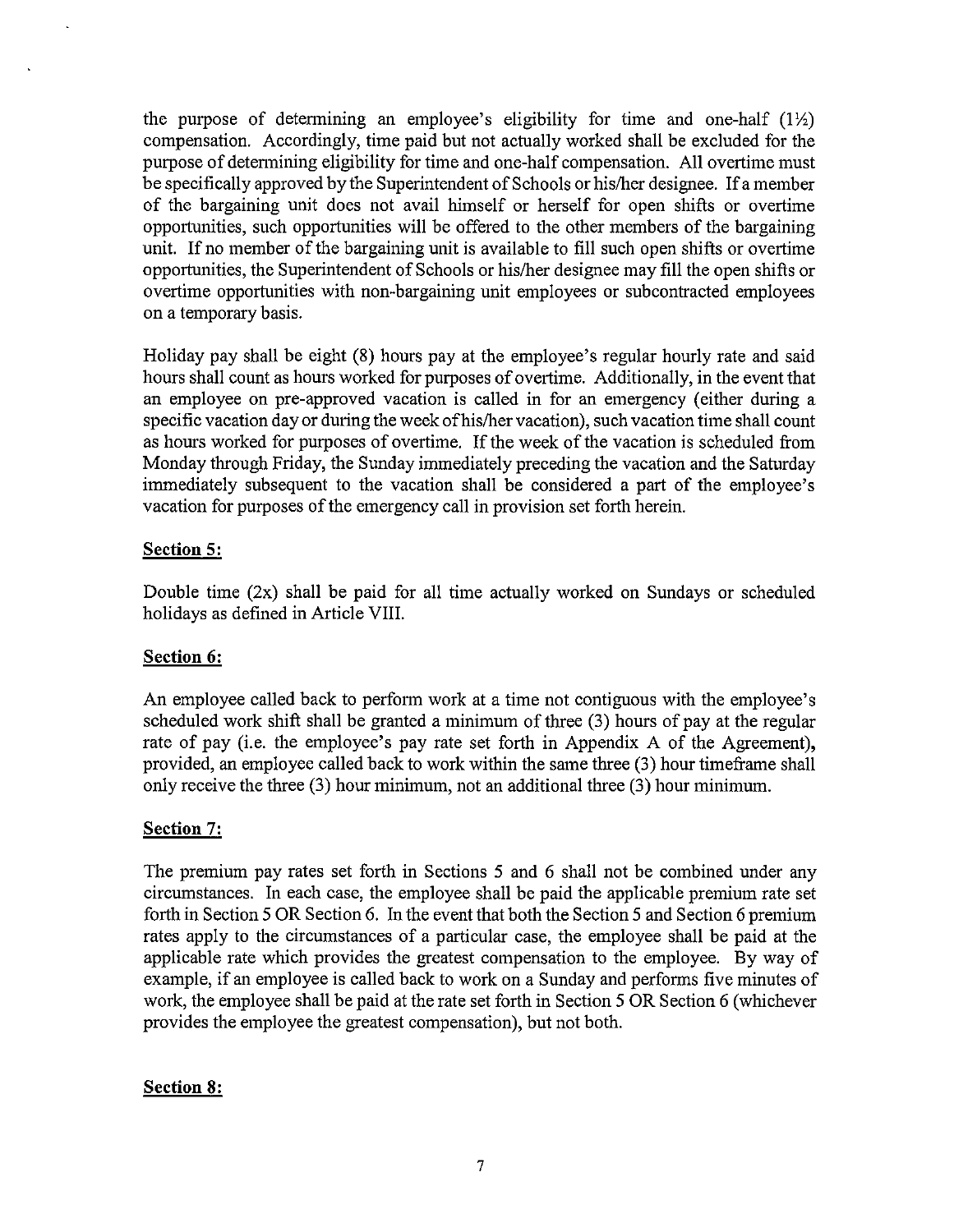the purpose of determining an employee's eligibility for time and one-half (1½) compensation. Accordingly, time paid but not actually worked shall be excluded for the purpose of determining eligibility for time and one-half compensation. All overtime must be specifically approved by the Superintendent of Schools or his/her designee. If a member of the bargaining unit does not avail himself or herself for open shifts or overtime opportunities, such opportunities will be offered to the other members of the bargaining unit. If no member of the bargaining unit is available to fill such open shifts or overtime opportunities, the Superintendent of Schools or his/her designee may fill the open shifts or overtime opportunities with non-bargaining unit employees or subcontracted employees on a temporary basis.

Holiday pay shall be eight (8) hours pay at the employee's regular hourly rate and said hours shall count as hours worked for purposes of overtime. Additionally, in the event that an employee on pre-approved vacation is called in for an emergency (either during a specific vacation day or during the week of his/her vacation), such vacation time shall count as hours worked for purposes of overtime. If the week of the vacation is scheduled from Monday through Friday, the Sunday immediately preceding the vacation and the Saturday immediately subsequent to the vacation shall be considered a part of the employee's vacation for purposes of the emergency call in provision set forth herein.

**Section 5:**

Double time (2x) shall be paid for all time actually worked on Sundays or scheduled holidays as defined in Article VIII.

**Section 6:**

An employee called back to perform work at a time not contiguous with the employee's scheduled work shift shall be granted a minimum of three (3) hours of pay at the regular rate of pay (i.e. the employee's pay rate set forth in Appendix A of the Agreement), provided, an employee called back to work within the same three (3) hour timeframe shall only receive the three (3) hour minimum, not an additional three (3) hour minimum.

**Section 7:**

The premium pay rates set forth in Sections 5 and 6 shall not be combined under any circumstances. In each case, the employee shall be paid the applicable premium rate set forth in Section 5 OR Section 6. In the event that both the Section 5 and Section 6 premium rates apply to the circumstances of a particular case, the employee shall be paid at the applicable rate which provides the greatest compensation to the employee. By way of example, if an employee is called back to work on a Sunday and performs five minutes of work, the employee shall be paid at the rate set forth in Section 5 OR Section 6 (whichever provides the employee the greatest compensation), but not both.

**Section 8:**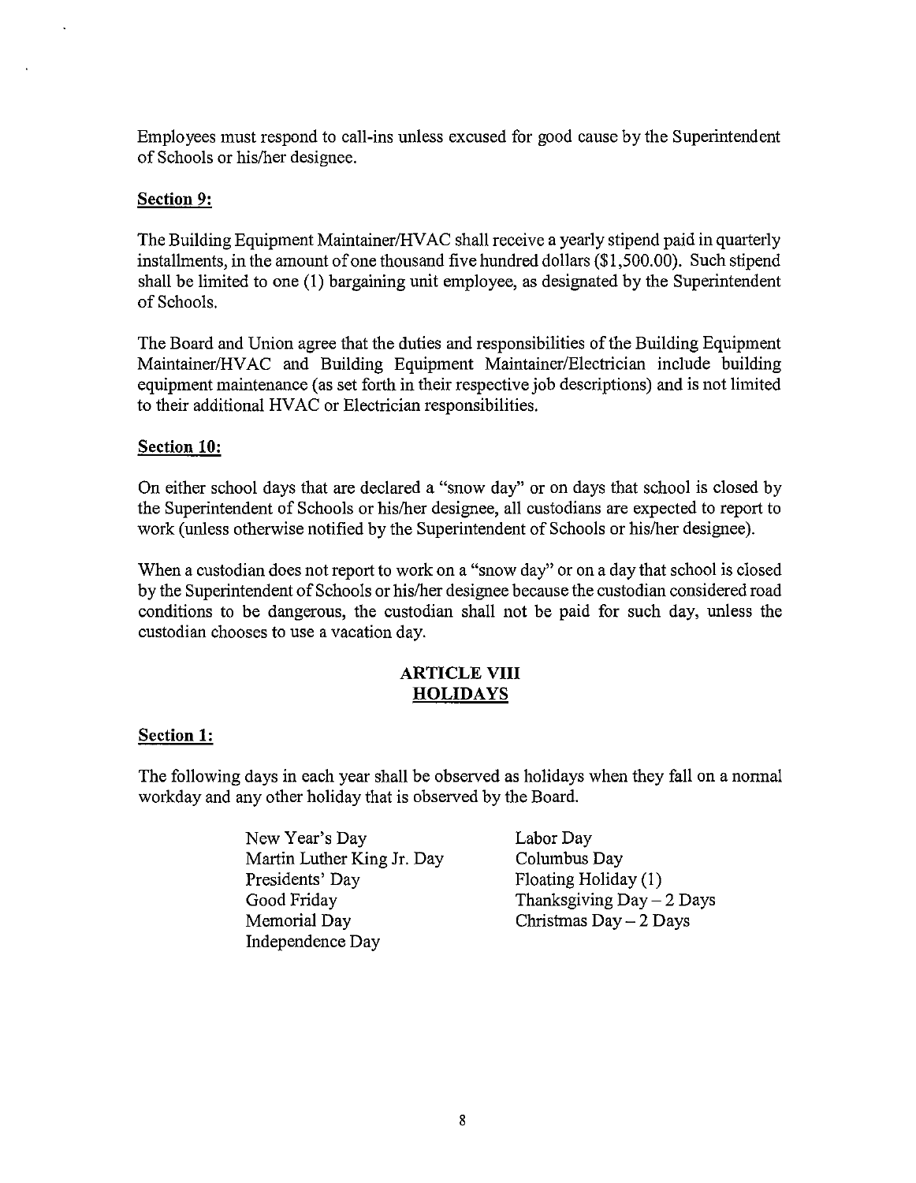Employees must respond to call-ins unless excused for good cause by the Superintendent of Schools or his/her designee.

**Section 9:**

The Building Equipment Maintainer/HVAC shall receive a yearly stipend paid in quarterly installments, in the amount of one thousand five hundred dollars ($1,500.00). Such stipend shall be limited to one (1) bargaining unit employee, as designated by the Superintendent of Schools.

The Board and Union agree that the duties and responsibilities of the Building Equipment Maintainer/HVAC and Building Equipment Maintainer/Electrician include building equipment maintenance (as set forth in their respective job descriptions) and is not limited to their additional HVAC or Electrician responsibilities.

**Section 10:**

On either school days that are declared a "snow day" or on days that school is closed by the Superintendent of Schools or his/her designee, all custodians are expected to report to work (unless otherwise notified by the Superintendent of Schools or his/her designee).

When a custodian does not report to work on a "snow day" or on a day that school is closed by the Superintendent of Schools or his/her designee because the custodian considered road conditions to be dangerous, the custodian shall not be paid for such day, unless the custodian chooses to use a vacation day.

## ARTICLE VIII
## HOLIDAYS

**Section 1:**

The following days in each year shall be observed as holidays when they fall on a normal workday and any other holiday that is observed by the Board.

- New Year's Day
- Martin Luther King Jr. Day
- Presidents' Day
- Good Friday
- Memorial Day
- Independence Day
- Labor Day
- Columbus Day
- Floating Holiday (1)
- Thanksgiving Day – 2 Days
- Christmas Day – 2 Days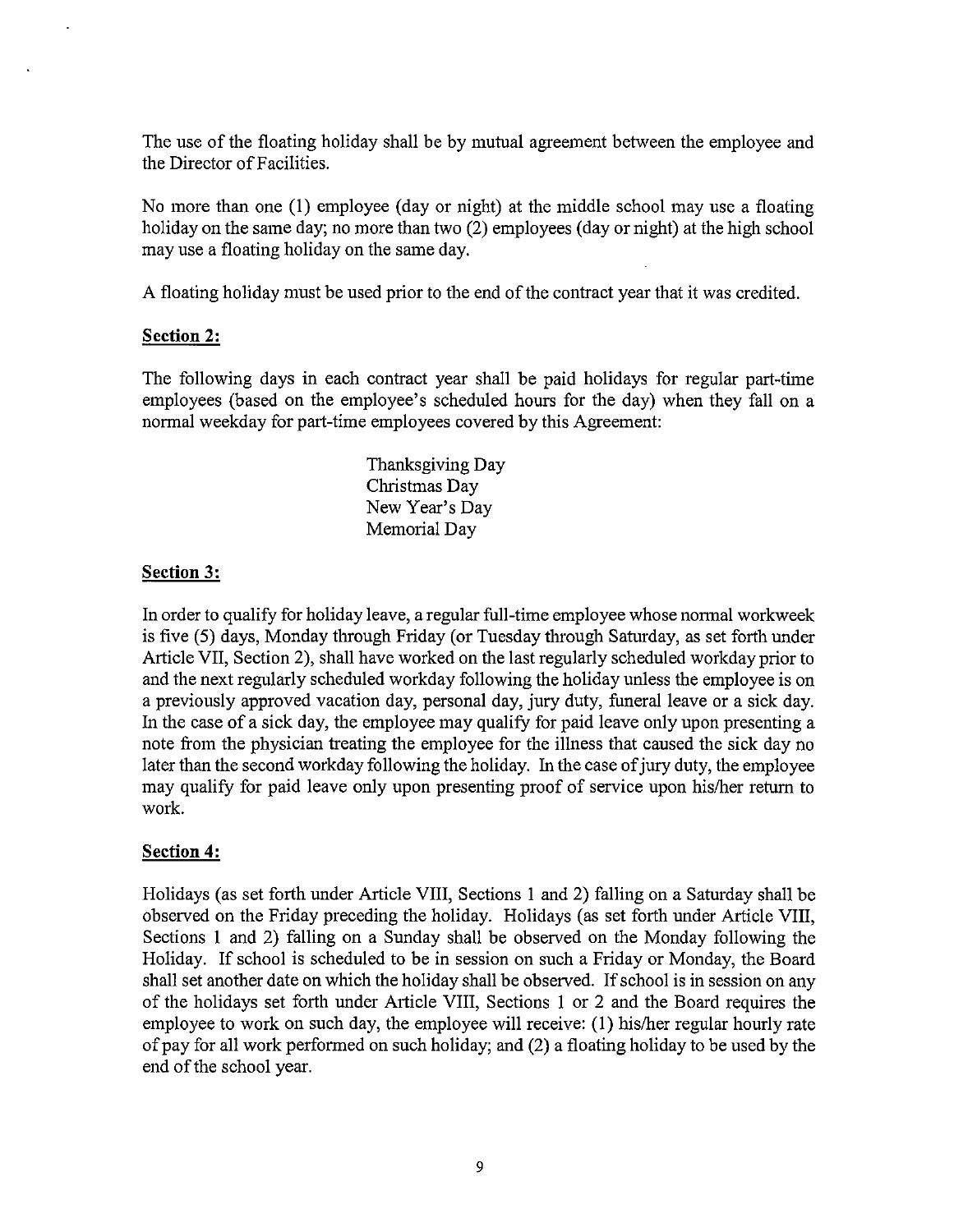The use of the floating holiday shall be by mutual agreement between the employee and the Director of Facilities.

No more than one (1) employee (day or night) at the middle school may use a floating holiday on the same day; no more than two (2) employees (day or night) at the high school may use a floating holiday on the same day.

A floating holiday must be used prior to the end of the contract year that it was credited.

**Section 2:**

The following days in each contract year shall be paid holidays for regular part-time employees (based on the employee's scheduled hours for the day) when they fall on a normal weekday for part-time employees covered by this Agreement:

Thanksgiving Day
Christmas Day
New Year's Day
Memorial Day

**Section 3:**

In order to qualify for holiday leave, a regular full-time employee whose normal workweek is five (5) days, Monday through Friday (or Tuesday through Saturday, as set forth under Article VII, Section 2), shall have worked on the last regularly scheduled workday prior to and the next regularly scheduled workday following the holiday unless the employee is on a previously approved vacation day, personal day, jury duty, funeral leave or a sick day. In the case of a sick day, the employee may qualify for paid leave only upon presenting a note from the physician treating the employee for the illness that caused the sick day no later than the second workday following the holiday. In the case of jury duty, the employee may qualify for paid leave only upon presenting proof of service upon his/her return to work.

**Section 4:**

Holidays (as set forth under Article VIII, Sections 1 and 2) falling on a Saturday shall be observed on the Friday preceding the holiday. Holidays (as set forth under Article VIII, Sections 1 and 2) falling on a Sunday shall be observed on the Monday following the Holiday. If school is scheduled to be in session on such a Friday or Monday, the Board shall set another date on which the holiday shall be observed. If school is in session on any of the holidays set forth under Article VIII, Sections 1 or 2 and the Board requires the employee to work on such day, the employee will receive: (1) his/her regular hourly rate of pay for all work performed on such holiday; and (2) a floating holiday to be used by the end of the school year.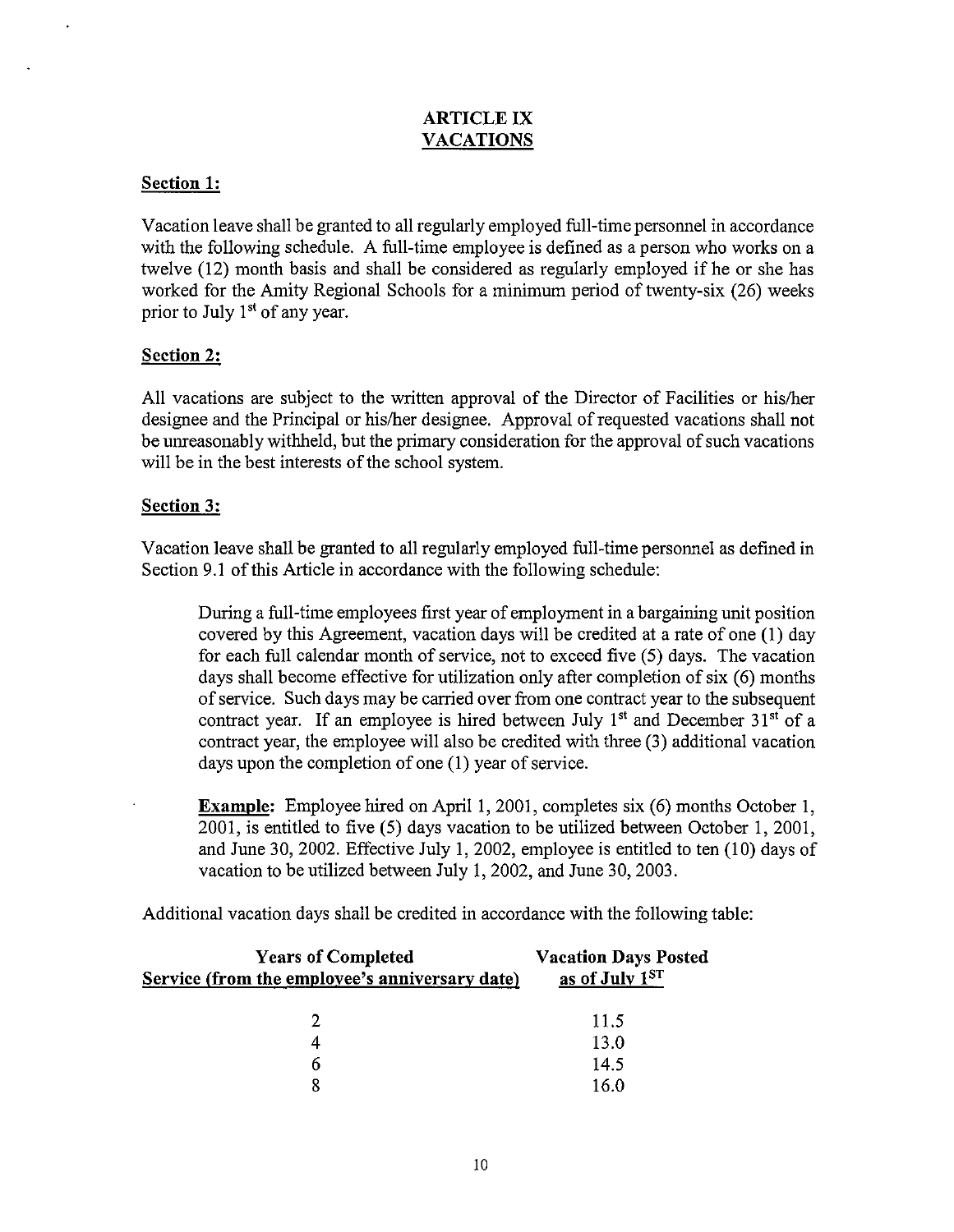# ARTICLE IX
## VACATIONS

**Section 1:**

Vacation leave shall be granted to all regularly employed full-time personnel in accordance with the following schedule. A full-time employee is defined as a person who works on a twelve (12) month basis and shall be considered as regularly employed if he or she has worked for the Amity Regional Schools for a minimum period of twenty-six (26) weeks prior to July 1st of any year.

**Section 2:**

All vacations are subject to the written approval of the Director of Facilities or his/her designee and the Principal or his/her designee. Approval of requested vacations shall not be unreasonably withheld, but the primary consideration for the approval of such vacations will be in the best interests of the school system.

**Section 3:**

Vacation leave shall be granted to all regularly employed full-time personnel as defined in Section 9.1 of this Article in accordance with the following schedule:

> During a full-time employees first year of employment in a bargaining unit position covered by this Agreement, vacation days will be credited at a rate of one (1) day for each full calendar month of service, not to exceed five (5) days. The vacation days shall become effective for utilization only after completion of six (6) months of service. Such days may be carried over from one contract year to the subsequent contract year. If an employee is hired between July 1st and December 31st of a contract year, the employee will also be credited with three (3) additional vacation days upon the completion of one (1) year of service.
>
> **Example:** Employee hired on April 1, 2001, completes six (6) months October 1, 2001, is entitled to five (5) days vacation to be utilized between October 1, 2001, and June 30, 2002. Effective July 1, 2002, employee is entitled to ten (10) days of vacation to be utilized between July 1, 2002, and June 30, 2003.

Additional vacation days shall be credited in accordance with the following table:

| Years of Completed Service (from the employee's anniversary date) | Vacation Days Posted as of July 1ST |
|---|---|
| 2 | 11.5 |
| 4 | 13.0 |
| 6 | 14.5 |
| 8 | 16.0 |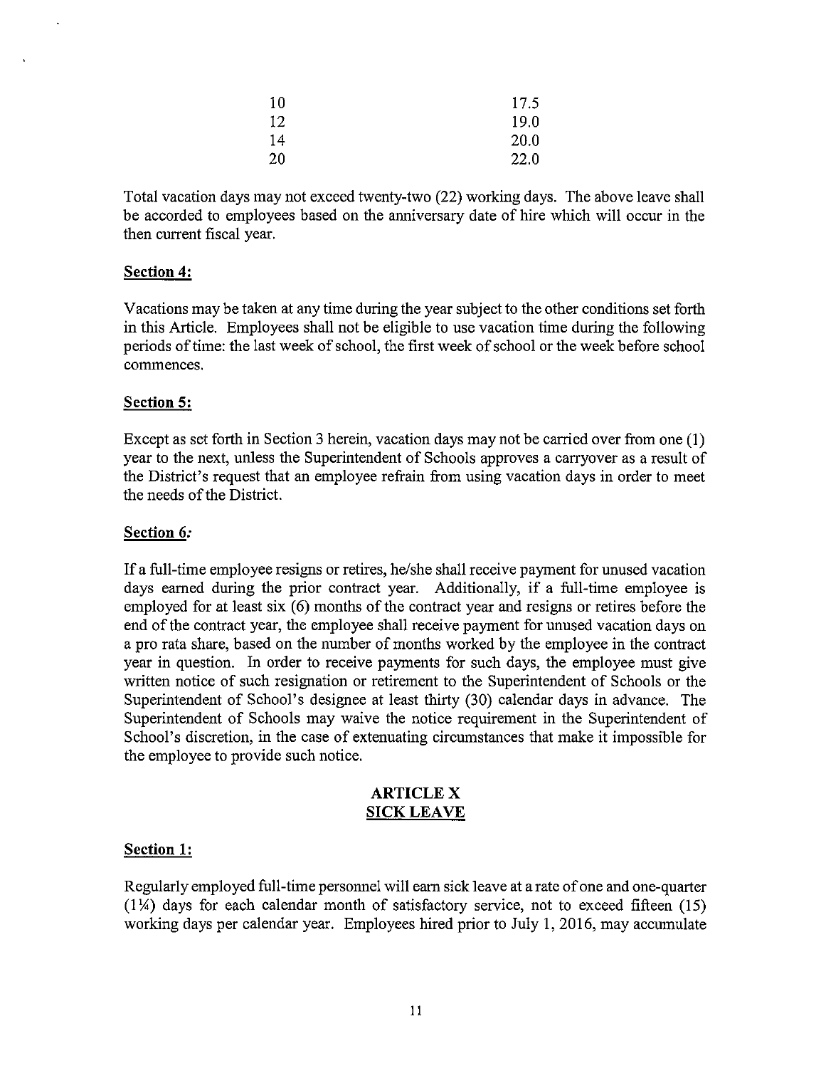| | |
|---|---|
| 10 | 17.5 |
| 12 | 19.0 |
| 14 | 20.0 |
| 20 | 22.0 |

Total vacation days may not exceed twenty-two (22) working days. The above leave shall be accorded to employees based on the anniversary date of hire which will occur in the then current fiscal year.

**Section 4:**

Vacations may be taken at any time during the year subject to the other conditions set forth in this Article. Employees shall not be eligible to use vacation time during the following periods of time: the last week of school, the first week of school or the week before school commences.

**Section 5:**

Except as set forth in Section 3 herein, vacation days may not be carried over from one (1) year to the next, unless the Superintendent of Schools approves a carryover as a result of the District's request that an employee refrain from using vacation days in order to meet the needs of the District.

**Section 6:**

If a full-time employee resigns or retires, he/she shall receive payment for unused vacation days earned during the prior contract year. Additionally, if a full-time employee is employed for at least six (6) months of the contract year and resigns or retires before the end of the contract year, the employee shall receive payment for unused vacation days on a pro rata share, based on the number of months worked by the employee in the contract year in question. In order to receive payments for such days, the employee must give written notice of such resignation or retirement to the Superintendent of Schools or the Superintendent of School's designee at least thirty (30) calendar days in advance. The Superintendent of Schools may waive the notice requirement in the Superintendent of School's discretion, in the case of extenuating circumstances that make it impossible for the employee to provide such notice.

## ARTICLE X
## SICK LEAVE

**Section 1:**

Regularly employed full-time personnel will earn sick leave at a rate of one and one-quarter (1¼) days for each calendar month of satisfactory service, not to exceed fifteen (15) working days per calendar year. Employees hired prior to July 1, 2016, may accumulate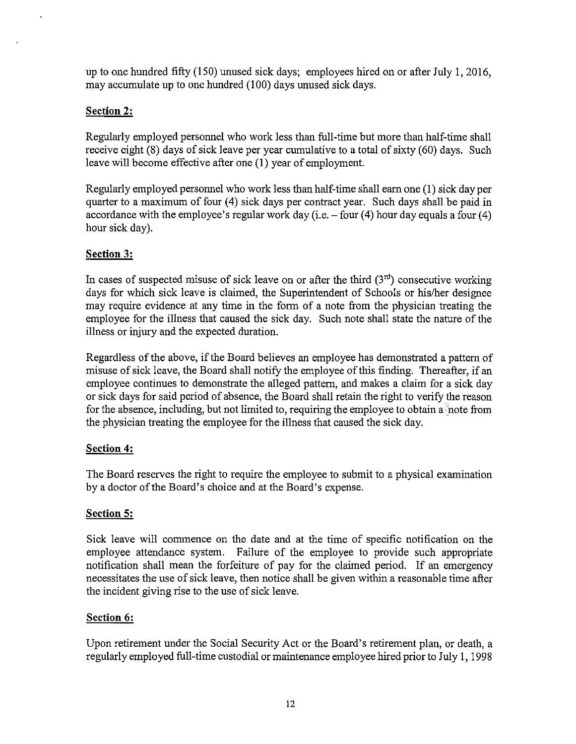up to one hundred fifty (150) unused sick days; employees hired on or after July 1, 2016, may accumulate up to one hundred (100) days unused sick days.

**Section 2:**

Regularly employed personnel who work less than full-time but more than half-time shall receive eight (8) days of sick leave per year cumulative to a total of sixty (60) days. Such leave will become effective after one (1) year of employment.

Regularly employed personnel who work less than half-time shall earn one (1) sick day per quarter to a maximum of four (4) sick days per contract year. Such days shall be paid in accordance with the employee's regular work day (i.e. – four (4) hour day equals a four (4) hour sick day).

**Section 3:**

In cases of suspected misuse of sick leave on or after the third (3rd) consecutive working days for which sick leave is claimed, the Superintendent of Schools or his/her designee may require evidence at any time in the form of a note from the physician treating the employee for the illness that caused the sick day. Such note shall state the nature of the illness or injury and the expected duration.

Regardless of the above, if the Board believes an employee has demonstrated a pattern of misuse of sick leave, the Board shall notify the employee of this finding. Thereafter, if an employee continues to demonstrate the alleged pattern, and makes a claim for a sick day or sick days for said period of absence, the Board shall retain the right to verify the reason for the absence, including, but not limited to, requiring the employee to obtain a note from the physician treating the employee for the illness that caused the sick day.

**Section 4:**

The Board reserves the right to require the employee to submit to a physical examination by a doctor of the Board's choice and at the Board's expense.

**Section 5:**

Sick leave will commence on the date and at the time of specific notification on the employee attendance system. Failure of the employee to provide such appropriate notification shall mean the forfeiture of pay for the claimed period. If an emergency necessitates the use of sick leave, then notice shall be given within a reasonable time after the incident giving rise to the use of sick leave.

**Section 6:**

Upon retirement under the Social Security Act or the Board's retirement plan, or death, a regularly employed full-time custodial or maintenance employee hired prior to July 1, 1998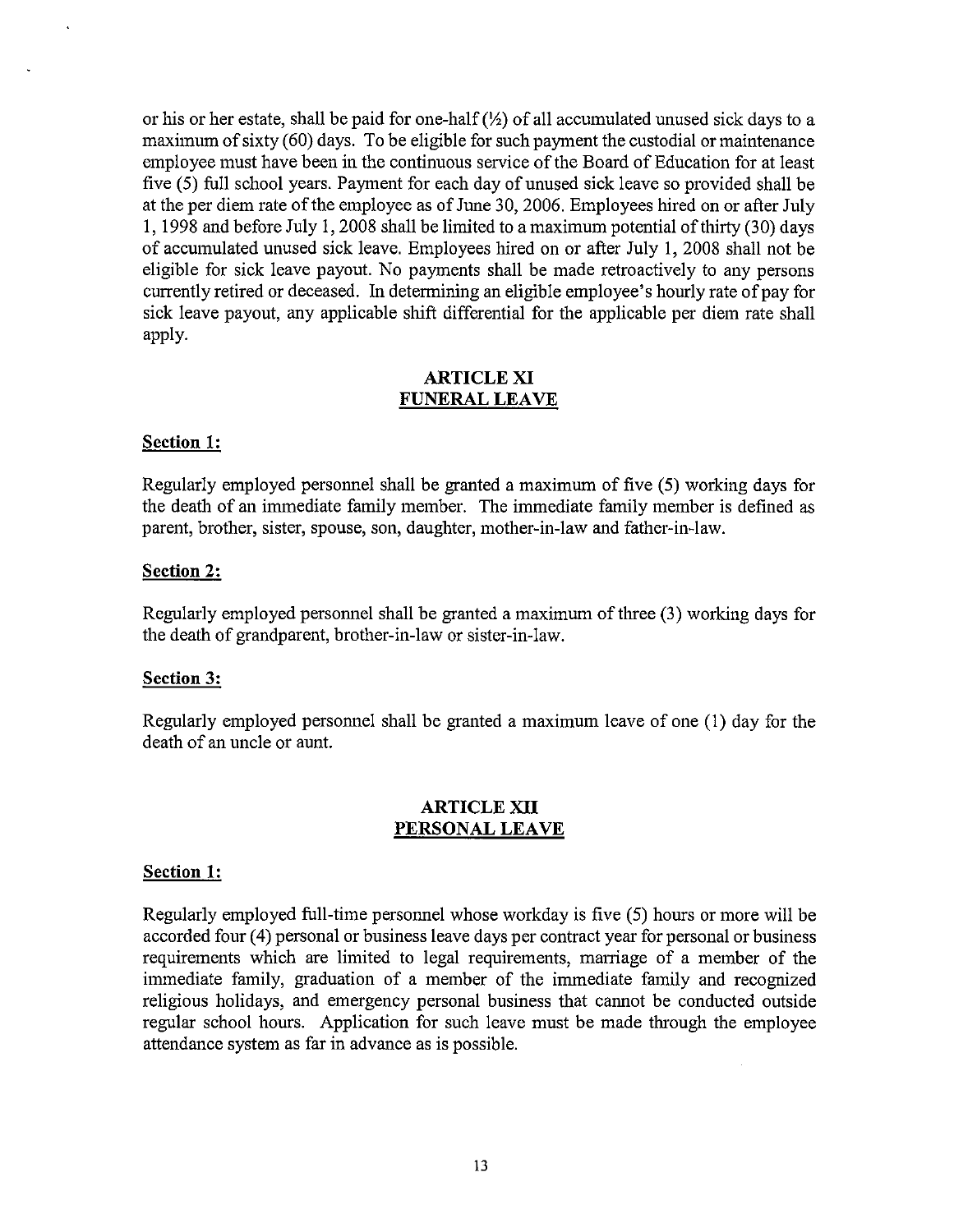or his or her estate, shall be paid for one-half (½) of all accumulated unused sick days to a maximum of sixty (60) days. To be eligible for such payment the custodial or maintenance employee must have been in the continuous service of the Board of Education for at least five (5) full school years. Payment for each day of unused sick leave so provided shall be at the per diem rate of the employee as of June 30, 2006. Employees hired on or after July 1, 1998 and before July 1, 2008 shall be limited to a maximum potential of thirty (30) days of accumulated unused sick leave. Employees hired on or after July 1, 2008 shall not be eligible for sick leave payout. No payments shall be made retroactively to any persons currently retired or deceased. In determining an eligible employee's hourly rate of pay for sick leave payout, any applicable shift differential for the applicable per diem rate shall apply.

## ARTICLE XI
## FUNERAL LEAVE

**Section 1:**

Regularly employed personnel shall be granted a maximum of five (5) working days for the death of an immediate family member. The immediate family member is defined as parent, brother, sister, spouse, son, daughter, mother-in-law and father-in-law.

**Section 2:**

Regularly employed personnel shall be granted a maximum of three (3) working days for the death of grandparent, brother-in-law or sister-in-law.

**Section 3:**

Regularly employed personnel shall be granted a maximum leave of one (1) day for the death of an uncle or aunt.

## ARTICLE XII
## PERSONAL LEAVE

**Section 1:**

Regularly employed full-time personnel whose workday is five (5) hours or more will be accorded four (4) personal or business leave days per contract year for personal or business requirements which are limited to legal requirements, marriage of a member of the immediate family, graduation of a member of the immediate family and recognized religious holidays, and emergency personal business that cannot be conducted outside regular school hours. Application for such leave must be made through the employee attendance system as far in advance as is possible.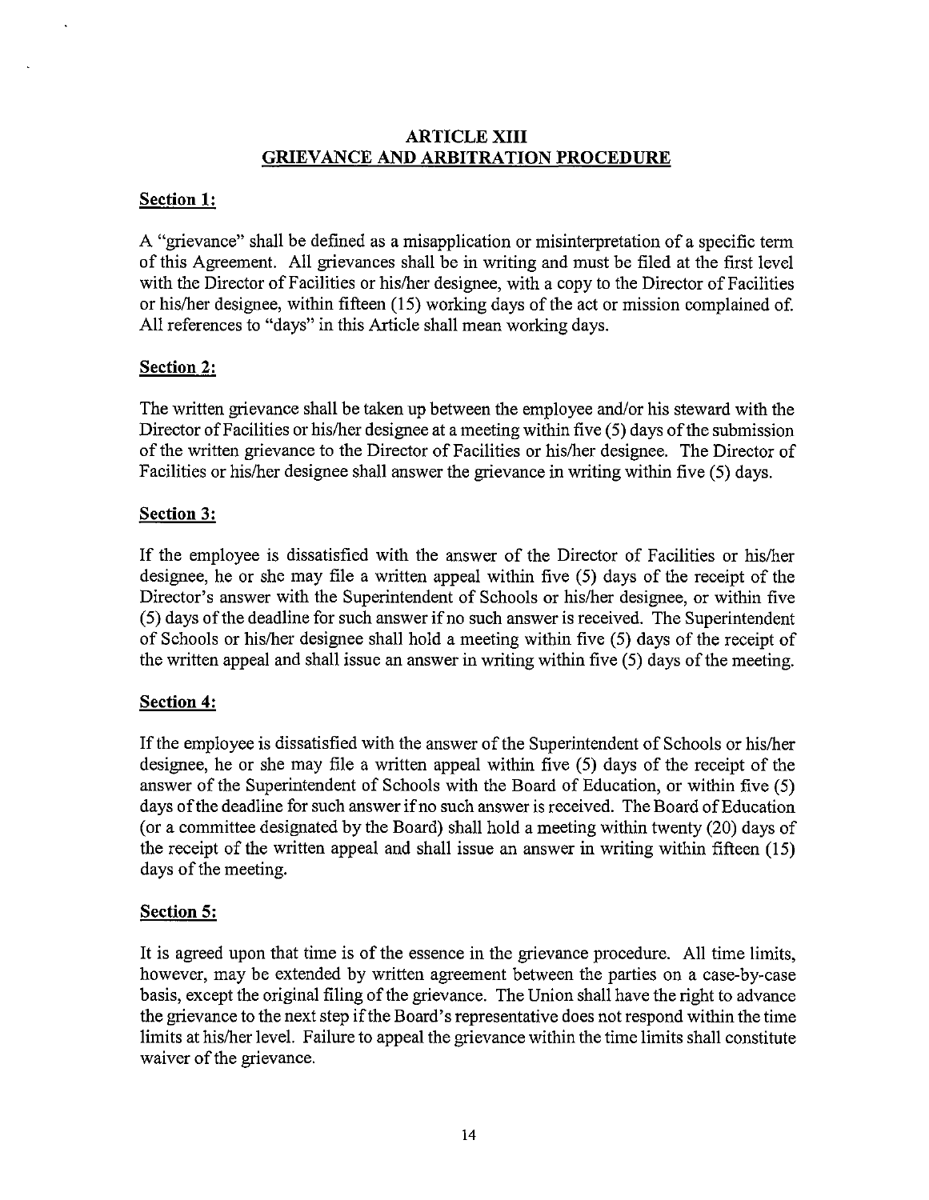# ARTICLE XIII
## GRIEVANCE AND ARBITRATION PROCEDURE

### Section 1:

A "grievance" shall be defined as a misapplication or misinterpretation of a specific term of this Agreement. All grievances shall be in writing and must be filed at the first level with the Director of Facilities or his/her designee, with a copy to the Director of Facilities or his/her designee, within fifteen (15) working days of the act or mission complained of. All references to "days" in this Article shall mean working days.

### Section 2:

The written grievance shall be taken up between the employee and/or his steward with the Director of Facilities or his/her designee at a meeting within five (5) days of the submission of the written grievance to the Director of Facilities or his/her designee. The Director of Facilities or his/her designee shall answer the grievance in writing within five (5) days.

### Section 3:

If the employee is dissatisfied with the answer of the Director of Facilities or his/her designee, he or she may file a written appeal within five (5) days of the receipt of the Director's answer with the Superintendent of Schools or his/her designee, or within five (5) days of the deadline for such answer if no such answer is received. The Superintendent of Schools or his/her designee shall hold a meeting within five (5) days of the receipt of the written appeal and shall issue an answer in writing within five (5) days of the meeting.

### Section 4:

If the employee is dissatisfied with the answer of the Superintendent of Schools or his/her designee, he or she may file a written appeal within five (5) days of the receipt of the answer of the Superintendent of Schools with the Board of Education, or within five (5) days of the deadline for such answer if no such answer is received. The Board of Education (or a committee designated by the Board) shall hold a meeting within twenty (20) days of the receipt of the written appeal and shall issue an answer in writing within fifteen (15) days of the meeting.

### Section 5:

It is agreed upon that time is of the essence in the grievance procedure. All time limits, however, may be extended by written agreement between the parties on a case-by-case basis, except the original filing of the grievance. The Union shall have the right to advance the grievance to the next step if the Board's representative does not respond within the time limits at his/her level. Failure to appeal the grievance within the time limits shall constitute waiver of the grievance.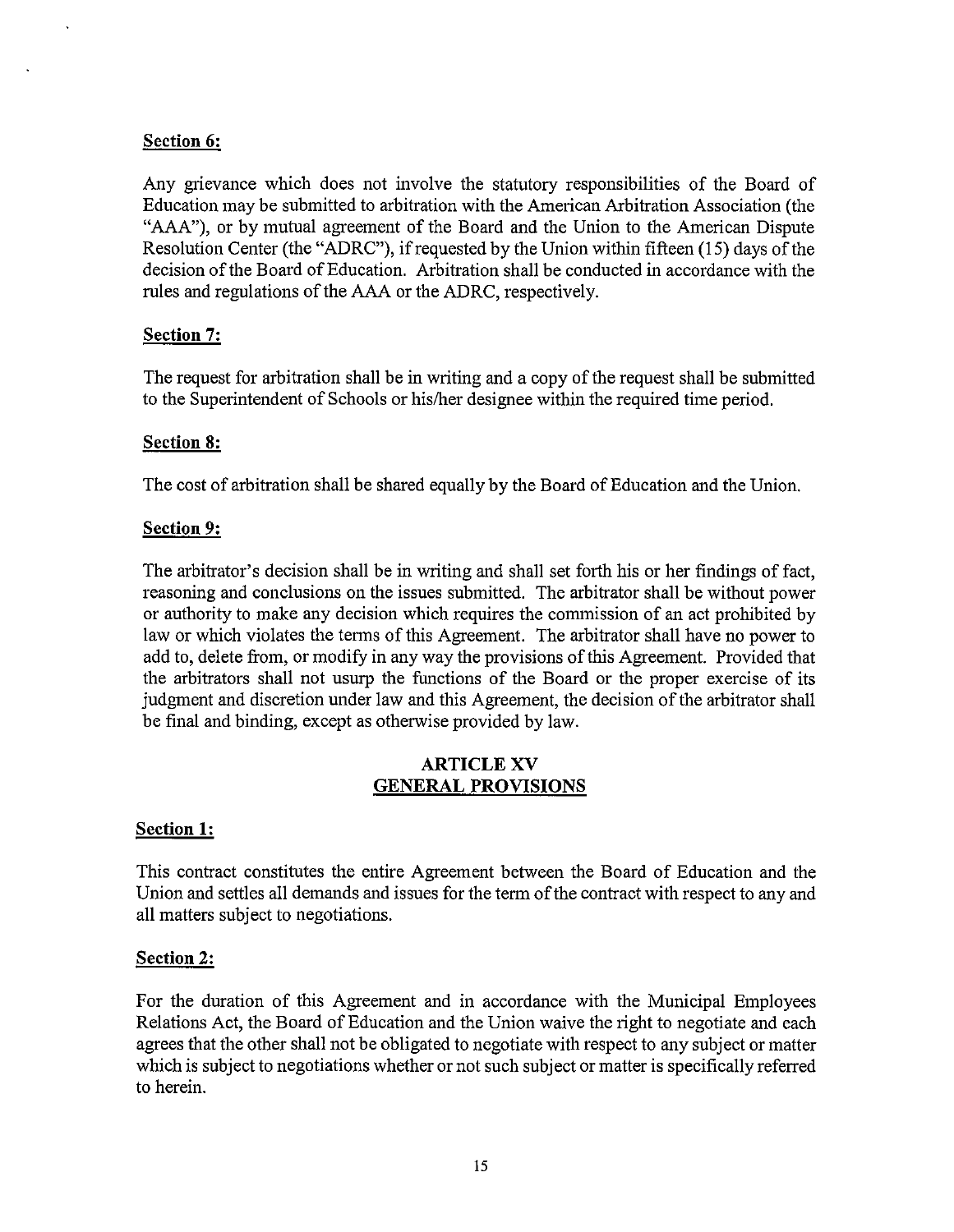**Section 6:**

Any grievance which does not involve the statutory responsibilities of the Board of Education may be submitted to arbitration with the American Arbitration Association (the "AAA"), or by mutual agreement of the Board and the Union to the American Dispute Resolution Center (the "ADRC"), if requested by the Union within fifteen (15) days of the decision of the Board of Education. Arbitration shall be conducted in accordance with the rules and regulations of the AAA or the ADRC, respectively.

**Section 7:**

The request for arbitration shall be in writing and a copy of the request shall be submitted to the Superintendent of Schools or his/her designee within the required time period.

**Section 8:**

The cost of arbitration shall be shared equally by the Board of Education and the Union.

**Section 9:**

The arbitrator's decision shall be in writing and shall set forth his or her findings of fact, reasoning and conclusions on the issues submitted. The arbitrator shall be without power or authority to make any decision which requires the commission of an act prohibited by law or which violates the terms of this Agreement. The arbitrator shall have no power to add to, delete from, or modify in any way the provisions of this Agreement. Provided that the arbitrators shall not usurp the functions of the Board or the proper exercise of its judgment and discretion under law and this Agreement, the decision of the arbitrator shall be final and binding, except as otherwise provided by law.

## ARTICLE XV
## GENERAL PROVISIONS

**Section 1:**

This contract constitutes the entire Agreement between the Board of Education and the Union and settles all demands and issues for the term of the contract with respect to any and all matters subject to negotiations.

**Section 2:**

For the duration of this Agreement and in accordance with the Municipal Employees Relations Act, the Board of Education and the Union waive the right to negotiate and each agrees that the other shall not be obligated to negotiate with respect to any subject or matter which is subject to negotiations whether or not such subject or matter is specifically referred to herein.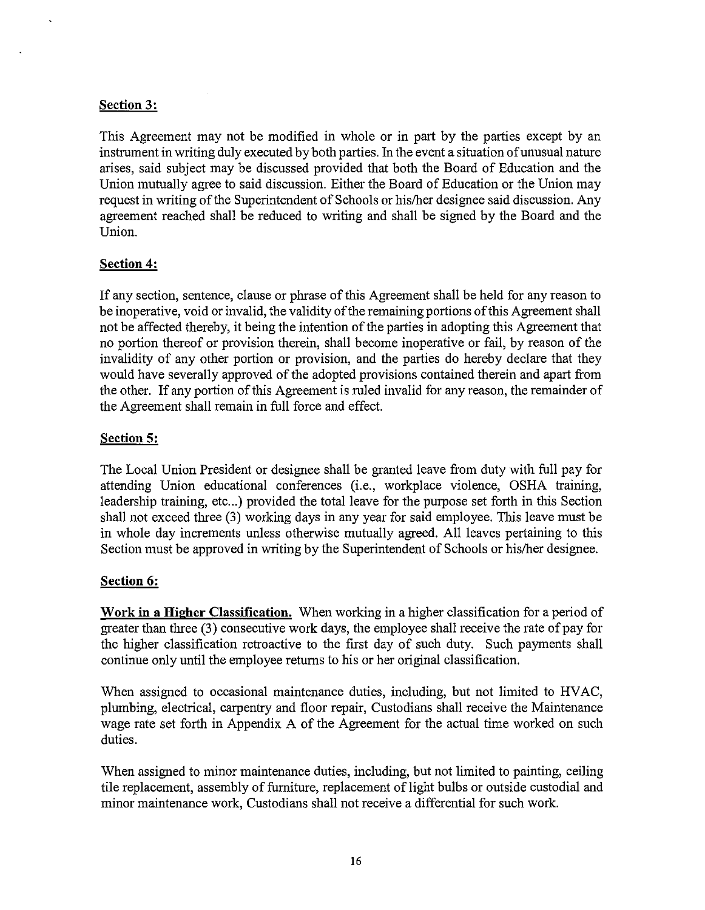**Section 3:**

This Agreement may not be modified in whole or in part by the parties except by an instrument in writing duly executed by both parties. In the event a situation of unusual nature arises, said subject may be discussed provided that both the Board of Education and the Union mutually agree to said discussion. Either the Board of Education or the Union may request in writing of the Superintendent of Schools or his/her designee said discussion. Any agreement reached shall be reduced to writing and shall be signed by the Board and the Union.

**Section 4:**

If any section, sentence, clause or phrase of this Agreement shall be held for any reason to be inoperative, void or invalid, the validity of the remaining portions of this Agreement shall not be affected thereby, it being the intention of the parties in adopting this Agreement that no portion thereof or provision therein, shall become inoperative or fail, by reason of the invalidity of any other portion or provision, and the parties do hereby declare that they would have severally approved of the adopted provisions contained therein and apart from the other. If any portion of this Agreement is ruled invalid for any reason, the remainder of the Agreement shall remain in full force and effect.

**Section 5:**

The Local Union President or designee shall be granted leave from duty with full pay for attending Union educational conferences (i.e., workplace violence, OSHA training, leadership training, etc...) provided the total leave for the purpose set forth in this Section shall not exceed three (3) working days in any year for said employee. This leave must be in whole day increments unless otherwise mutually agreed. All leaves pertaining to this Section must be approved in writing by the Superintendent of Schools or his/her designee.

**Section 6:**

**Work in a Higher Classification.** When working in a higher classification for a period of greater than three (3) consecutive work days, the employee shall receive the rate of pay for the higher classification retroactive to the first day of such duty. Such payments shall continue only until the employee returns to his or her original classification.

When assigned to occasional maintenance duties, including, but not limited to HVAC, plumbing, electrical, carpentry and floor repair, Custodians shall receive the Maintenance wage rate set forth in Appendix A of the Agreement for the actual time worked on such duties.

When assigned to minor maintenance duties, including, but not limited to painting, ceiling tile replacement, assembly of furniture, replacement of light bulbs or outside custodial and minor maintenance work, Custodians shall not receive a differential for such work.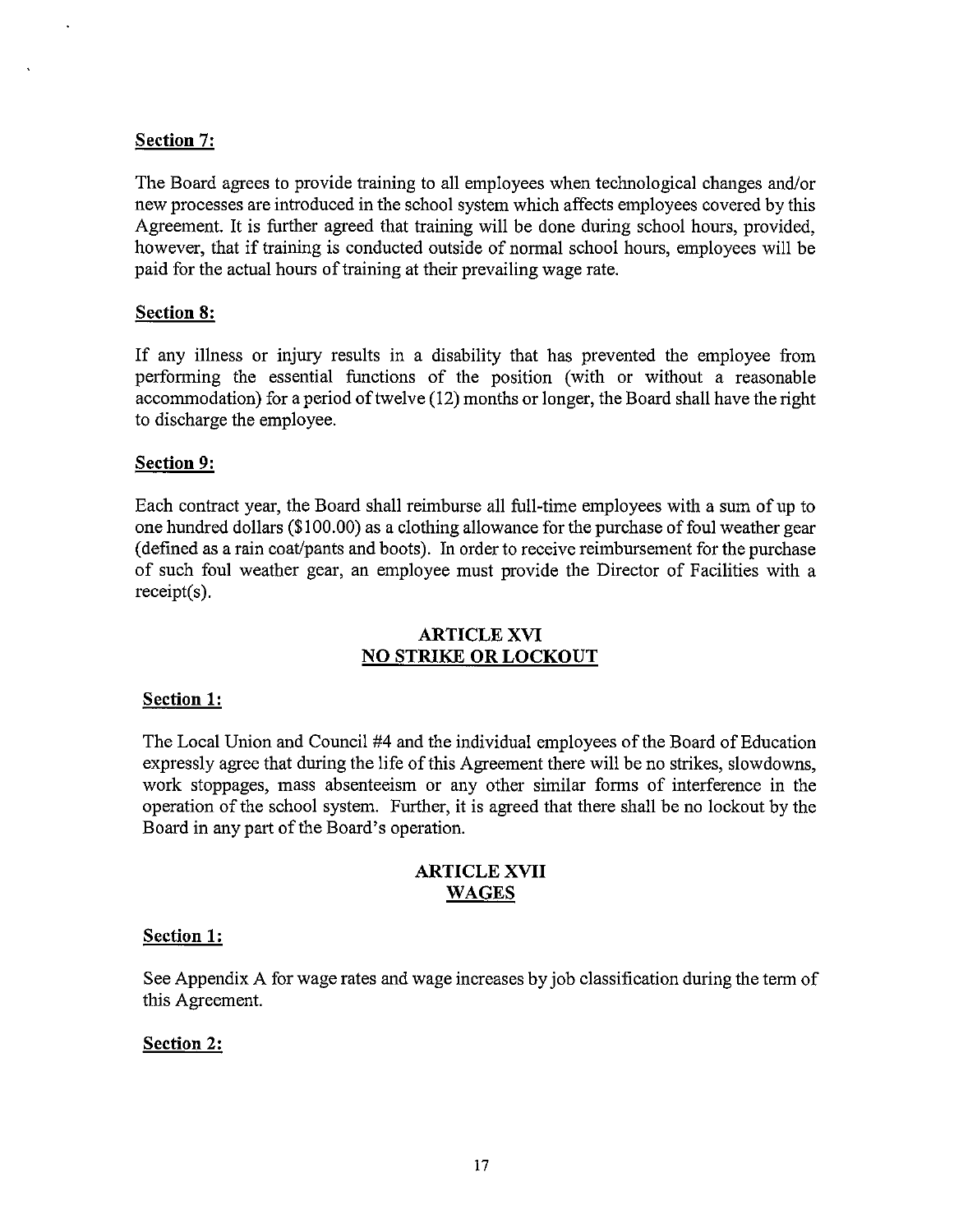**Section 7:**

The Board agrees to provide training to all employees when technological changes and/or new processes are introduced in the school system which affects employees covered by this Agreement. It is further agreed that training will be done during school hours, provided, however, that if training is conducted outside of normal school hours, employees will be paid for the actual hours of training at their prevailing wage rate.

**Section 8:**

If any illness or injury results in a disability that has prevented the employee from performing the essential functions of the position (with or without a reasonable accommodation) for a period of twelve (12) months or longer, the Board shall have the right to discharge the employee.

**Section 9:**

Each contract year, the Board shall reimburse all full-time employees with a sum of up to one hundred dollars ($100.00) as a clothing allowance for the purchase of foul weather gear (defined as a rain coat/pants and boots). In order to receive reimbursement for the purchase of such foul weather gear, an employee must provide the Director of Facilities with a receipt(s).

## ARTICLE XVI
## NO STRIKE OR LOCKOUT

**Section 1:**

The Local Union and Council #4 and the individual employees of the Board of Education expressly agree that during the life of this Agreement there will be no strikes, slowdowns, work stoppages, mass absenteeism or any other similar forms of interference in the operation of the school system. Further, it is agreed that there shall be no lockout by the Board in any part of the Board's operation.

## ARTICLE XVII
## WAGES

**Section 1:**

See Appendix A for wage rates and wage increases by job classification during the term of this Agreement.

**Section 2:**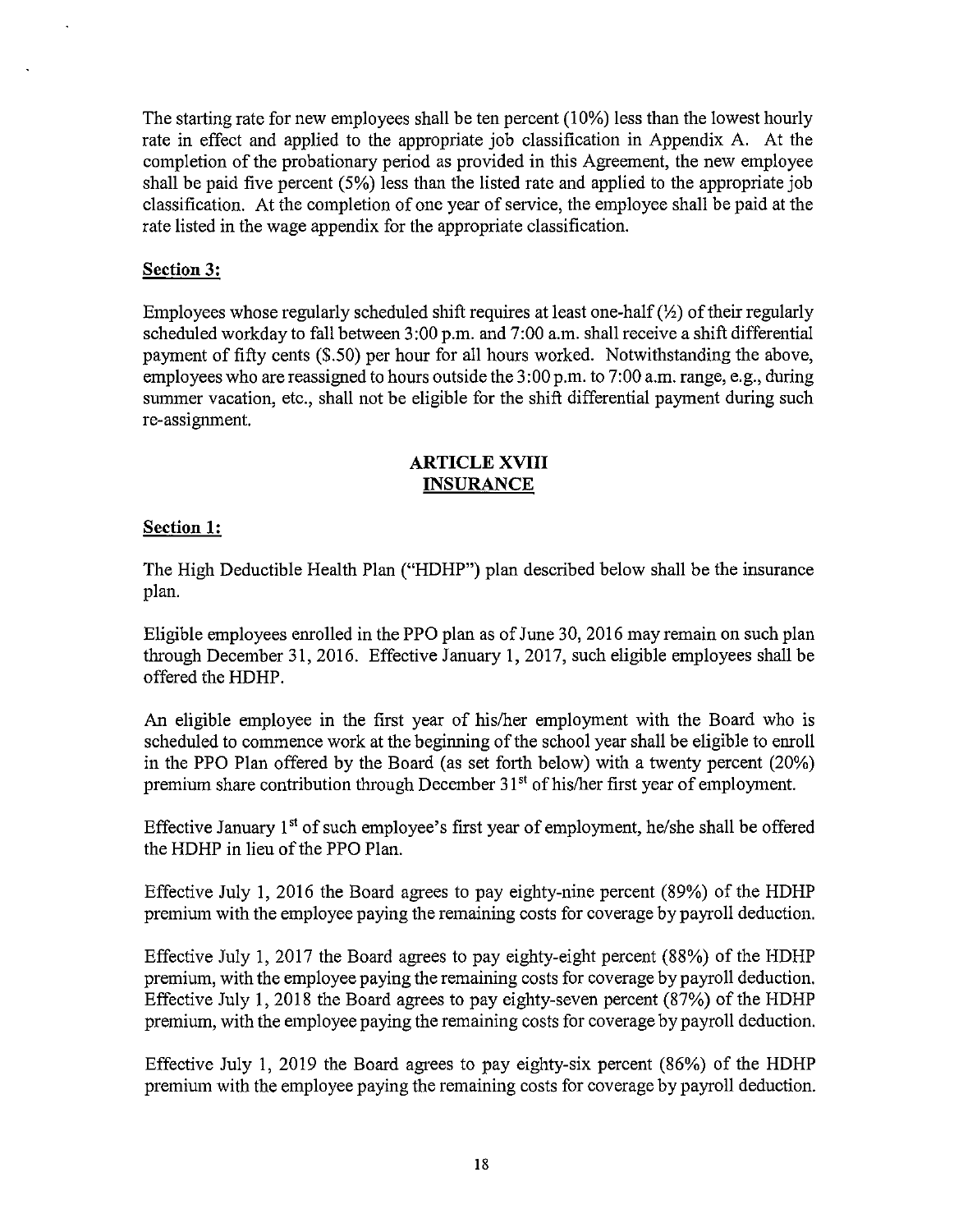The starting rate for new employees shall be ten percent (10%) less than the lowest hourly rate in effect and applied to the appropriate job classification in Appendix A. At the completion of the probationary period as provided in this Agreement, the new employee shall be paid five percent (5%) less than the listed rate and applied to the appropriate job classification. At the completion of one year of service, the employee shall be paid at the rate listed in the wage appendix for the appropriate classification.

**Section 3:**

Employees whose regularly scheduled shift requires at least one-half (½) of their regularly scheduled workday to fall between 3:00 p.m. and 7:00 a.m. shall receive a shift differential payment of fifty cents ($.50) per hour for all hours worked. Notwithstanding the above, employees who are reassigned to hours outside the 3:00 p.m. to 7:00 a.m. range, e.g., during summer vacation, etc., shall not be eligible for the shift differential payment during such re-assignment.

## ARTICLE XVIII
## INSURANCE

**Section 1:**

The High Deductible Health Plan ("HDHP") plan described below shall be the insurance plan.

Eligible employees enrolled in the PPO plan as of June 30, 2016 may remain on such plan through December 31, 2016. Effective January 1, 2017, such eligible employees shall be offered the HDHP.

An eligible employee in the first year of his/her employment with the Board who is scheduled to commence work at the beginning of the school year shall be eligible to enroll in the PPO Plan offered by the Board (as set forth below) with a twenty percent (20%) premium share contribution through December 31st of his/her first year of employment.

Effective January 1st of such employee's first year of employment, he/she shall be offered the HDHP in lieu of the PPO Plan.

Effective July 1, 2016 the Board agrees to pay eighty-nine percent (89%) of the HDHP premium with the employee paying the remaining costs for coverage by payroll deduction.

Effective July 1, 2017 the Board agrees to pay eighty-eight percent (88%) of the HDHP premium, with the employee paying the remaining costs for coverage by payroll deduction. Effective July 1, 2018 the Board agrees to pay eighty-seven percent (87%) of the HDHP premium, with the employee paying the remaining costs for coverage by payroll deduction.

Effective July 1, 2019 the Board agrees to pay eighty-six percent (86%) of the HDHP premium with the employee paying the remaining costs for coverage by payroll deduction.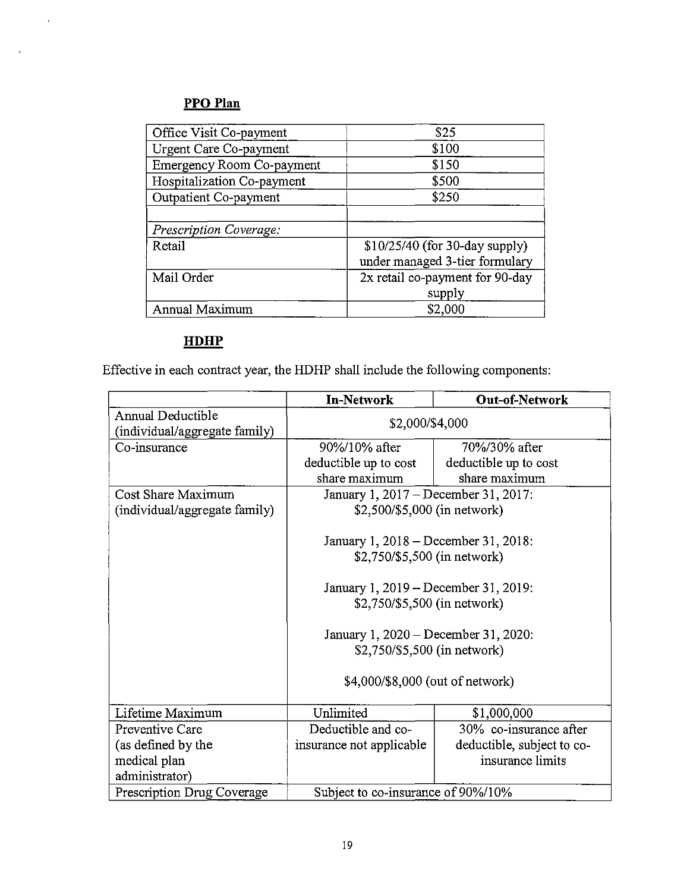**PPO Plan**

| | |
|---|---|
| Office Visit Co-payment | $25 |
| Urgent Care Co-payment | $100 |
| Emergency Room Co-payment | $150 |
| Hospitalization Co-payment | $500 |
| Outpatient Co-payment | $250 |
| | |
| *Prescription Coverage:* | |
| Retail | $10/25/40 (for 30-day supply) under managed 3-tier formulary |
| Mail Order | 2x retail co-payment for 90-day supply |
| Annual Maximum | $2,000 |

**HDHP**

Effective in each contract year, the HDHP shall include the following components:

| | In-Network | Out-of-Network |
|---|---|---|
| Annual Deductible (individual/aggregate family) | $2,000/$4,000 | |
| Co-insurance | 90%/10% after deductible up to cost share maximum | 70%/30% after deductible up to cost share maximum |
| Cost Share Maximum (individual/aggregate family) | January 1, 2017 – December 31, 2017: $2,500/$5,000 (in network)<br><br>January 1, 2018 – December 31, 2018: $2,750/$5,500 (in network)<br><br>January 1, 2019 – December 31, 2019: $2,750/$5,500 (in network)<br><br>January 1, 2020 – December 31, 2020: $2,750/$5,500 (in network)<br><br>$4,000/$8,000 (out of network) | |
| Lifetime Maximum | Unlimited | $1,000,000 |
| Preventive Care (as defined by the medical plan administrator) | Deductible and co-insurance not applicable | 30% co-insurance after deductible, subject to co-insurance limits |
| Prescription Drug Coverage | Subject to co-insurance of 90%/10% | |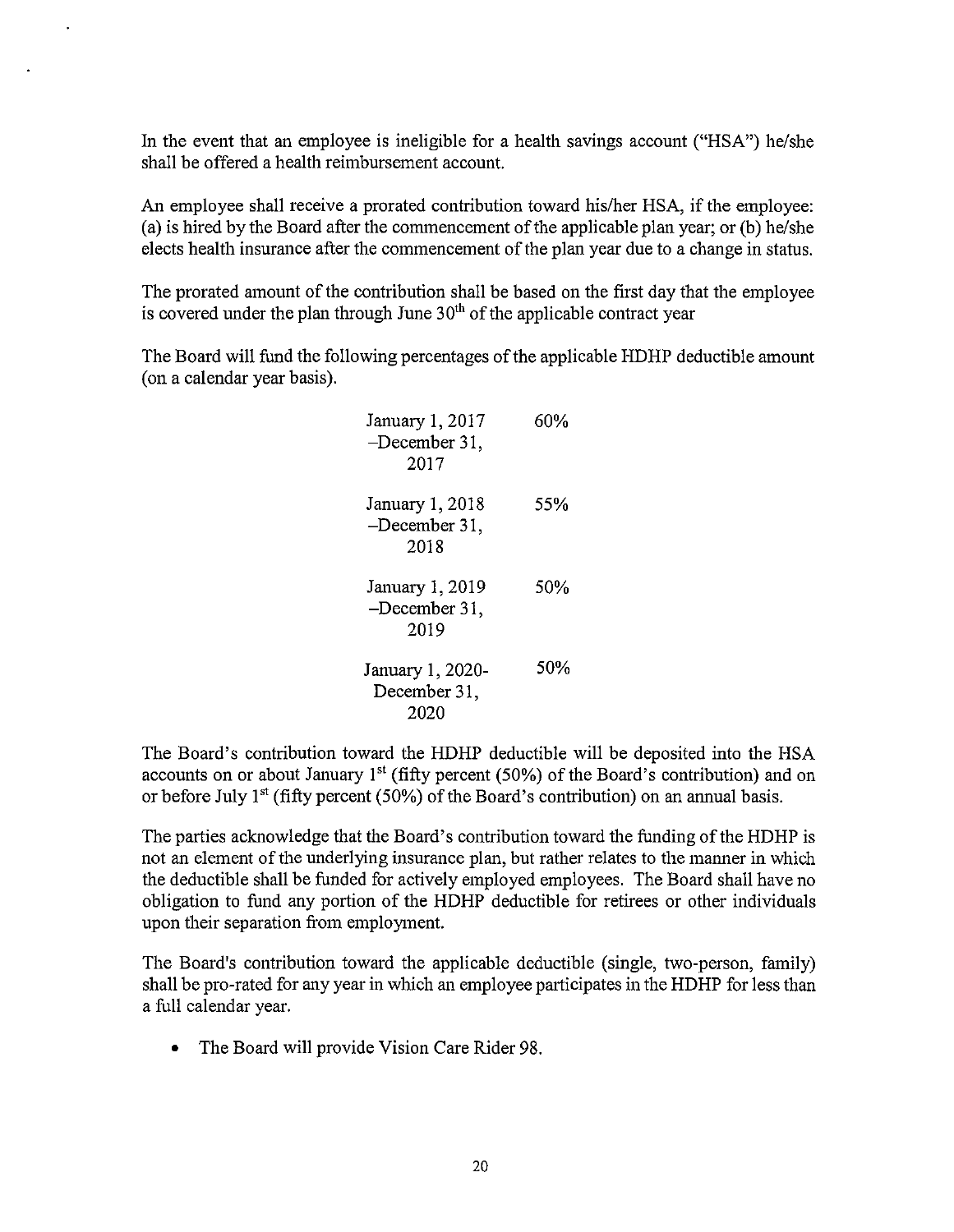In the event that an employee is ineligible for a health savings account ("HSA") he/she shall be offered a health reimbursement account.

An employee shall receive a prorated contribution toward his/her HSA, if the employee: (a) is hired by the Board after the commencement of the applicable plan year; or (b) he/she elects health insurance after the commencement of the plan year due to a change in status.

The prorated amount of the contribution shall be based on the first day that the employee is covered under the plan through June 30th of the applicable contract year

The Board will fund the following percentages of the applicable HDHP deductible amount (on a calendar year basis).

| | |
|---|---|
| January 1, 2017 –December 31, 2017 | 60% |
| January 1, 2018 –December 31, 2018 | 55% |
| January 1, 2019 –December 31, 2019 | 50% |
| January 1, 2020-December 31, 2020 | 50% |

The Board's contribution toward the HDHP deductible will be deposited into the HSA accounts on or about January 1st (fifty percent (50%) of the Board's contribution) and on or before July 1st (fifty percent (50%) of the Board's contribution) on an annual basis.

The parties acknowledge that the Board's contribution toward the funding of the HDHP is not an element of the underlying insurance plan, but rather relates to the manner in which the deductible shall be funded for actively employed employees. The Board shall have no obligation to fund any portion of the HDHP deductible for retirees or other individuals upon their separation from employment.

The Board's contribution toward the applicable deductible (single, two-person, family) shall be pro-rated for any year in which an employee participates in the HDHP for less than a full calendar year.

- The Board will provide Vision Care Rider 98.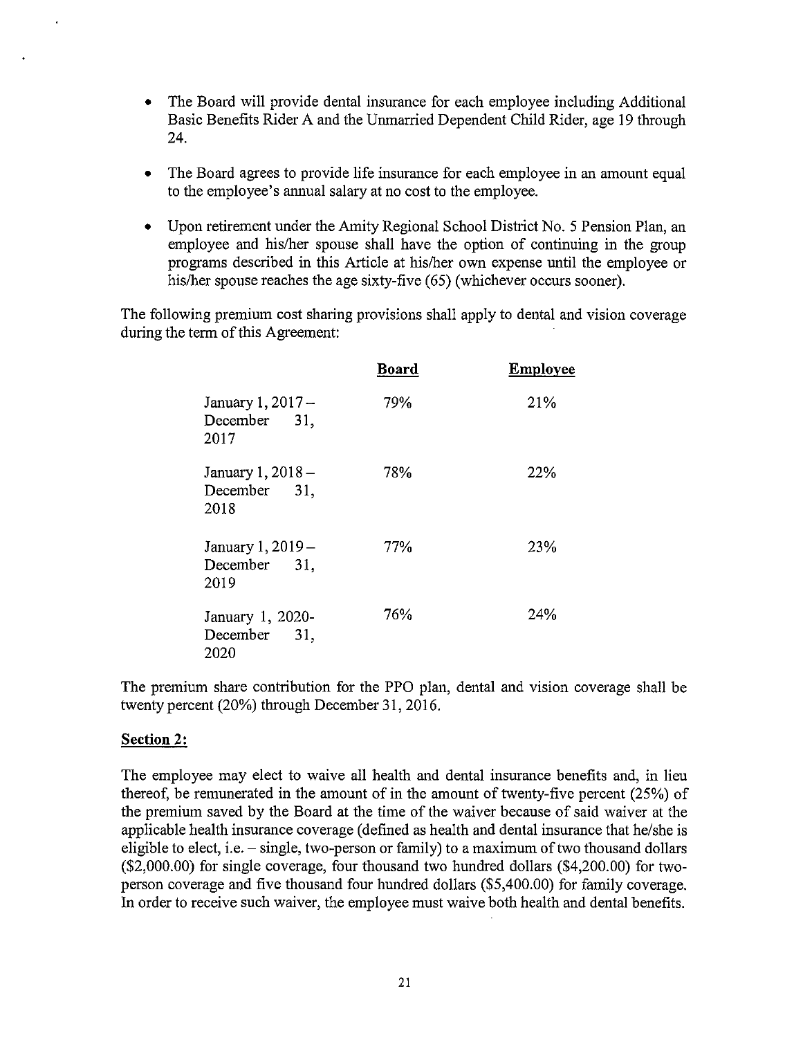- The Board will provide dental insurance for each employee including Additional Basic Benefits Rider A and the Unmarried Dependent Child Rider, age 19 through 24.

- The Board agrees to provide life insurance for each employee in an amount equal to the employee's annual salary at no cost to the employee.

- Upon retirement under the Amity Regional School District No. 5 Pension Plan, an employee and his/her spouse shall have the option of continuing in the group programs described in this Article at his/her own expense until the employee or his/her spouse reaches the age sixty-five (65) (whichever occurs sooner).

The following premium cost sharing provisions shall apply to dental and vision coverage during the term of this Agreement:

| | **Board** | **Employee** |
|---|---|---|
| January 1, 2017 – December 31, 2017 | 79% | 21% |
| January 1, 2018 – December 31, 2018 | 78% | 22% |
| January 1, 2019 – December 31, 2019 | 77% | 23% |
| January 1, 2020- December 31, 2020 | 76% | 24% |

The premium share contribution for the PPO plan, dental and vision coverage shall be twenty percent (20%) through December 31, 2016.

**Section 2:**

The employee may elect to waive all health and dental insurance benefits and, in lieu thereof, be remunerated in the amount of in the amount of twenty-five percent (25%) of the premium saved by the Board at the time of the waiver because of said waiver at the applicable health insurance coverage (defined as health and dental insurance that he/she is eligible to elect, i.e. – single, two-person or family) to a maximum of two thousand dollars ($2,000.00) for single coverage, four thousand two hundred dollars ($4,200.00) for two-person coverage and five thousand four hundred dollars ($5,400.00) for family coverage. In order to receive such waiver, the employee must waive both health and dental benefits.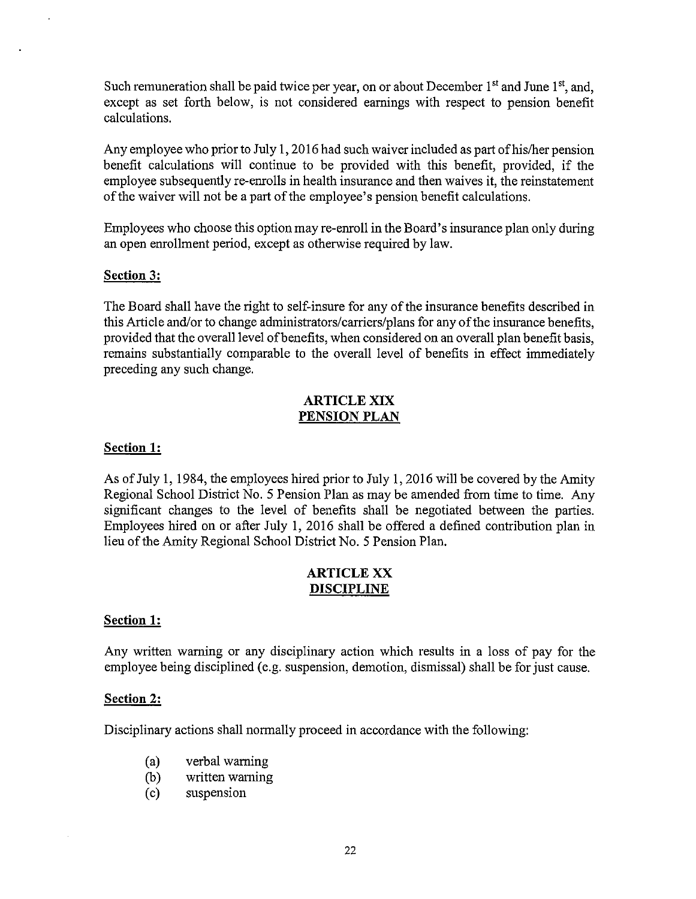Such remuneration shall be paid twice per year, on or about December 1st and June 1st, and, except as set forth below, is not considered earnings with respect to pension benefit calculations.

Any employee who prior to July 1, 2016 had such waiver included as part of his/her pension benefit calculations will continue to be provided with this benefit, provided, if the employee subsequently re-enrolls in health insurance and then waives it, the reinstatement of the waiver will not be a part of the employee's pension benefit calculations.

Employees who choose this option may re-enroll in the Board's insurance plan only during an open enrollment period, except as otherwise required by law.

**Section 3:**

The Board shall have the right to self-insure for any of the insurance benefits described in this Article and/or to change administrators/carriers/plans for any of the insurance benefits, provided that the overall level of benefits, when considered on an overall plan benefit basis, remains substantially comparable to the overall level of benefits in effect immediately preceding any such change.

## ARTICLE XIX
## PENSION PLAN

**Section 1:**

As of July 1, 1984, the employees hired prior to July 1, 2016 will be covered by the Amity Regional School District No. 5 Pension Plan as may be amended from time to time. Any significant changes to the level of benefits shall be negotiated between the parties. Employees hired on or after July 1, 2016 shall be offered a defined contribution plan in lieu of the Amity Regional School District No. 5 Pension Plan.

## ARTICLE XX
## DISCIPLINE

**Section 1:**

Any written warning or any disciplinary action which results in a loss of pay for the employee being disciplined (e.g. suspension, demotion, dismissal) shall be for just cause.

**Section 2:**

Disciplinary actions shall normally proceed in accordance with the following:

(a) verbal warning
(b) written warning
(c) suspension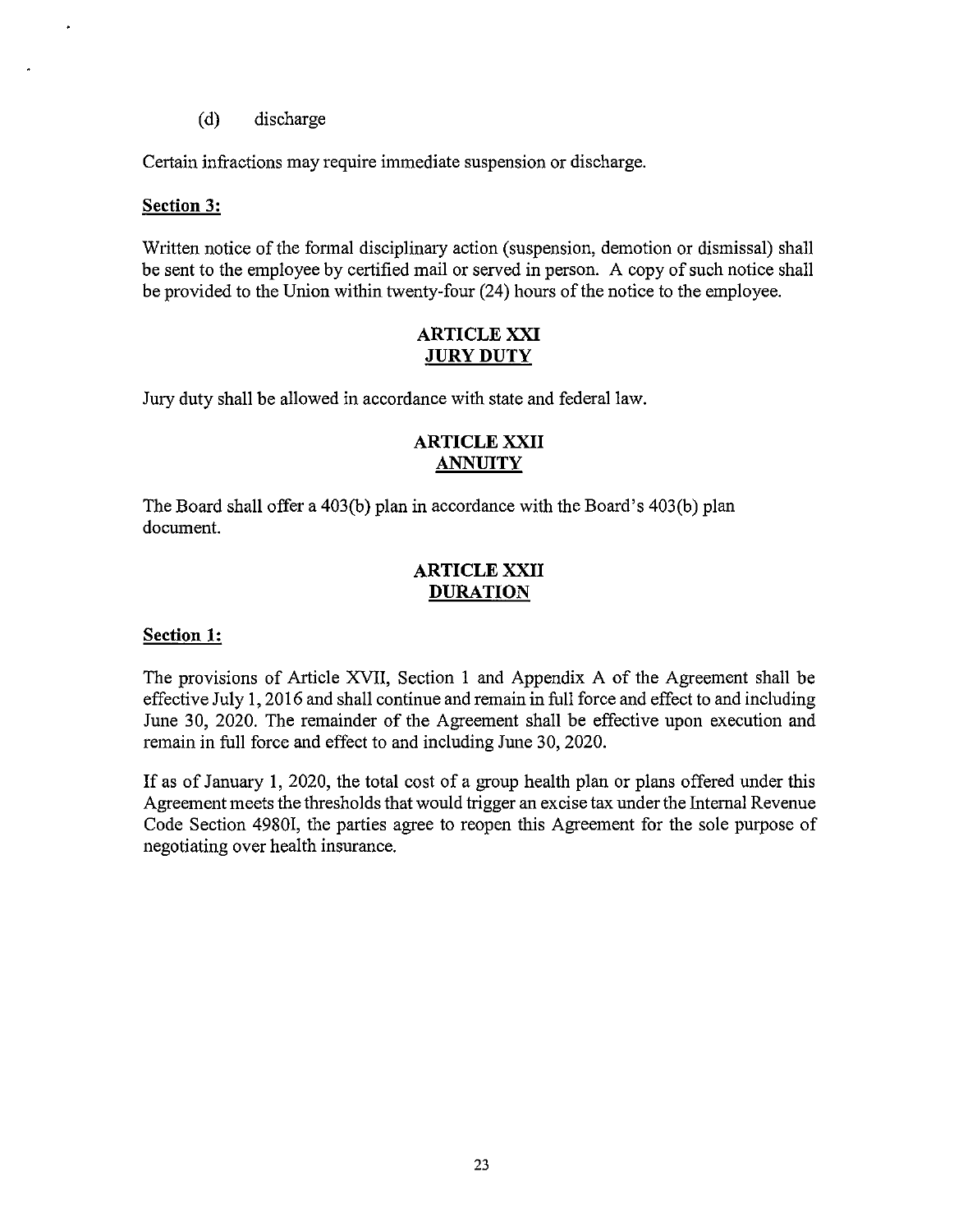(d) discharge

Certain infractions may require immediate suspension or discharge.

**Section 3:**

Written notice of the formal disciplinary action (suspension, demotion or dismissal) shall be sent to the employee by certified mail or served in person. A copy of such notice shall be provided to the Union within twenty-four (24) hours of the notice to the employee.

## ARTICLE XXI
## JURY DUTY

Jury duty shall be allowed in accordance with state and federal law.

## ARTICLE XXII
## ANNUITY

The Board shall offer a 403(b) plan in accordance with the Board's 403(b) plan document.

## ARTICLE XXII
## DURATION

**Section 1:**

The provisions of Article XVII, Section 1 and Appendix A of the Agreement shall be effective July 1, 2016 and shall continue and remain in full force and effect to and including June 30, 2020. The remainder of the Agreement shall be effective upon execution and remain in full force and effect to and including June 30, 2020.

If as of January 1, 2020, the total cost of a group health plan or plans offered under this Agreement meets the thresholds that would trigger an excise tax under the Internal Revenue Code Section 4980I, the parties agree to reopen this Agreement for the sole purpose of negotiating over health insurance.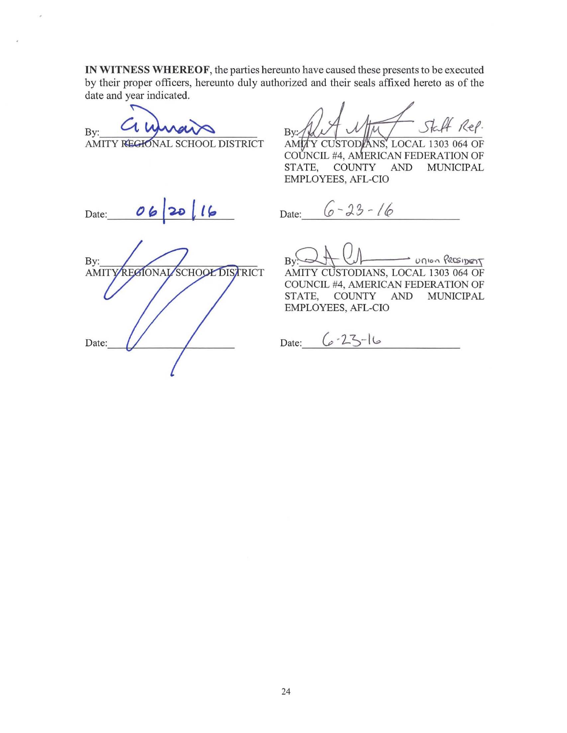**IN WITNESS WHEREOF**, the parties hereunto have caused these presents to be executed by their proper officers, hereunto duly authorized and their seals affixed hereto as of the date and year indicated.

| | |
|---|---|
| By: _______________ | By: _______________ Staff Rep. |
| AMITY REGIONAL SCHOOL DISTRICT | AMITY CUSTODIANS, LOCAL 1303 064 OF COUNCIL #4, AMERICAN FEDERATION OF STATE, COUNTY AND MUNICIPAL EMPLOYEES, AFL-CIO |
| Date: 06/20/16 | Date: 6-23-16 |
| By: _______________ | By: _______________ Union President |
| AMITY REGIONAL SCHOOL DISTRICT | AMITY CUSTODIANS, LOCAL 1303 064 OF COUNCIL #4, AMERICAN FEDERATION OF STATE, COUNTY AND MUNICIPAL EMPLOYEES, AFL-CIO |
| Date: _______________ | Date: 6-23-16 |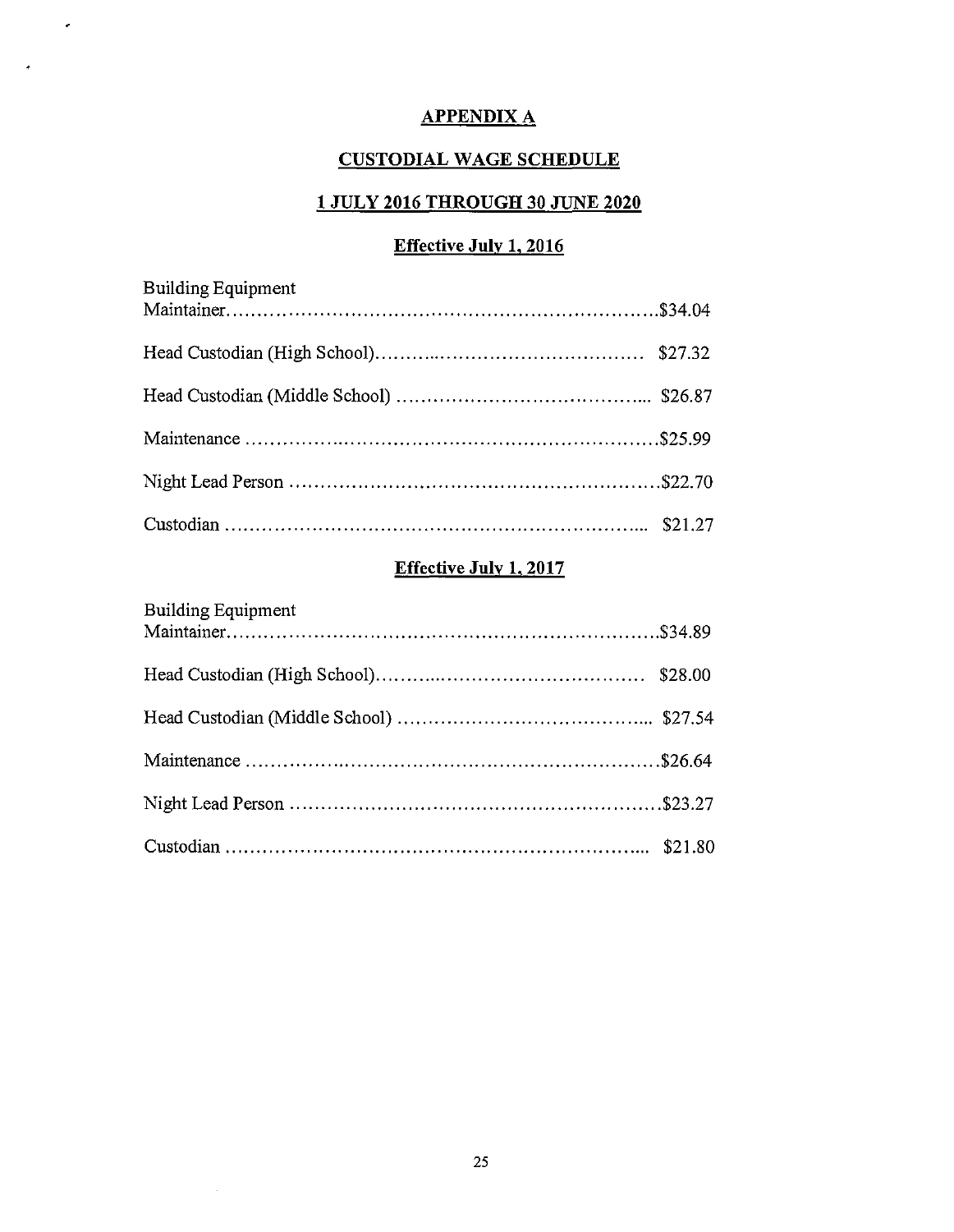# APPENDIX A

## CUSTODIAL WAGE SCHEDULE

## 1 JULY 2016 THROUGH 30 JUNE 2020

### Effective July 1, 2016

| Position | Rate |
|---|---|
| Building Equipment Maintainer | $34.04 |
| Head Custodian (High School) | $27.32 |
| Head Custodian (Middle School) | $26.87 |
| Maintenance | $25.99 |
| Night Lead Person | $22.70 |
| Custodian | $21.27 |

### Effective July 1, 2017

| Position | Rate |
|---|---|
| Building Equipment Maintainer | $34.89 |
| Head Custodian (High School) | $28.00 |
| Head Custodian (Middle School) | $27.54 |
| Maintenance | $26.64 |
| Night Lead Person | $23.27 |
| Custodian | $21.80 |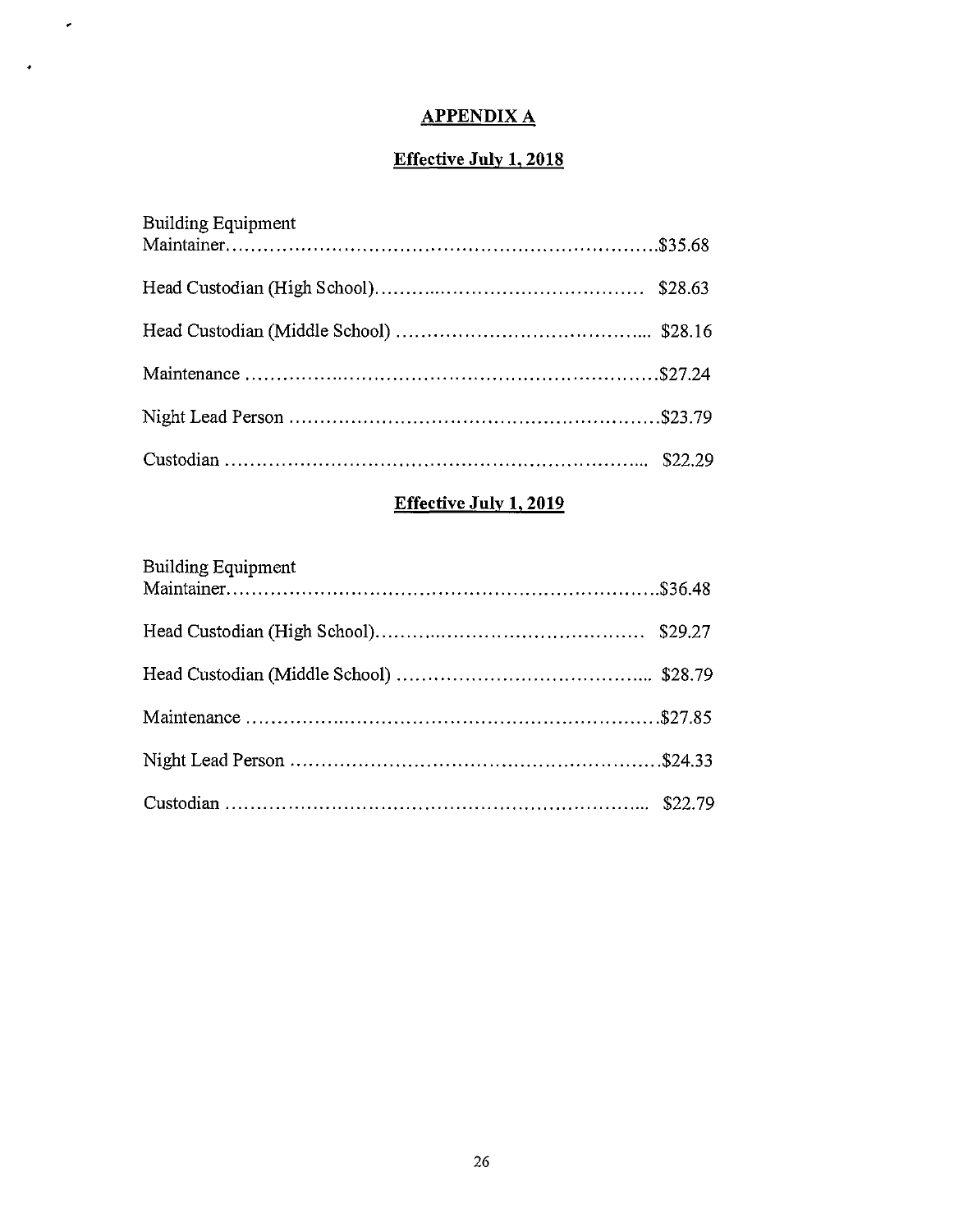## APPENDIX A

### Effective July 1, 2018

| | |
|---|---|
| Building Equipment Maintainer | $35.68 |
| Head Custodian (High School) | $28.63 |
| Head Custodian (Middle School) | $28.16 |
| Maintenance | $27.24 |
| Night Lead Person | $23.79 |
| Custodian | $22.29 |

### Effective July 1, 2019

| | |
|---|---|
| Building Equipment Maintainer | $36.48 |
| Head Custodian (High School) | $29.27 |
| Head Custodian (Middle School) | $28.79 |
| Maintenance | $27.85 |
| Night Lead Person | $24.33 |
| Custodian | $22.79 |